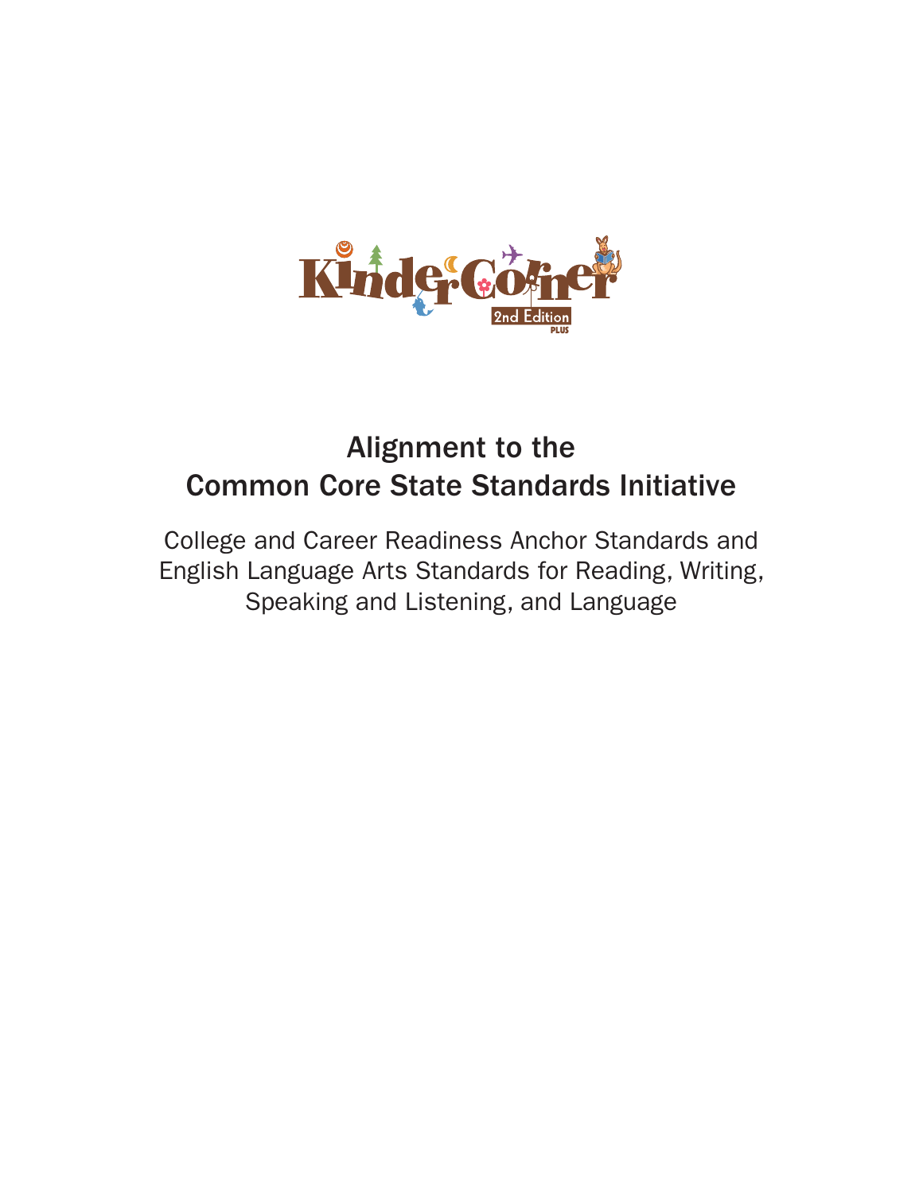KinderCorner
2nd Edition
PLUS

# Alignment to the Common Core State Standards Initiative

College and Career Readiness Anchor Standards and English Language Arts Standards for Reading, Writing, Speaking and Listening, and Language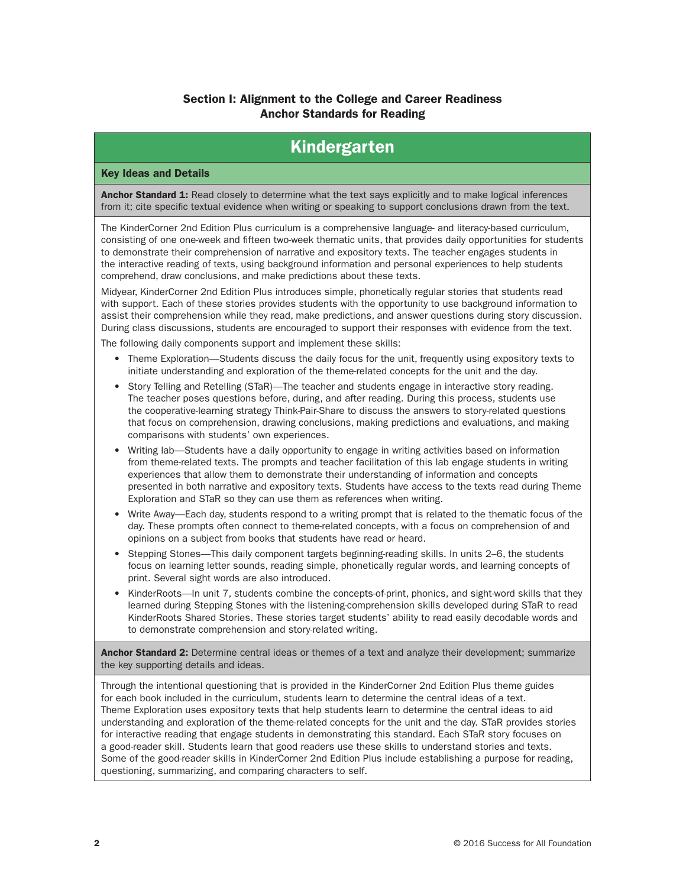## Section I: Alignment to the College and Career Readiness Anchor Standards for Reading

# Kindergarten

### Key Ideas and Details

**Anchor Standard 1:** Read closely to determine what the text says explicitly and to make logical inferences from it; cite specific textual evidence when writing or speaking to support conclusions drawn from the text.

The KinderCorner 2nd Edition Plus curriculum is a comprehensive language- and literacy-based curriculum, consisting of one one-week and fifteen two-week thematic units, that provides daily opportunities for students to demonstrate their comprehension of narrative and expository texts. The teacher engages students in the interactive reading of texts, using background information and personal experiences to help students comprehend, draw conclusions, and make predictions about these texts.

Midyear, KinderCorner 2nd Edition Plus introduces simple, phonetically regular stories that students read with support. Each of these stories provides students with the opportunity to use background information to assist their comprehension while they read, make predictions, and answer questions during story discussion. During class discussions, students are encouraged to support their responses with evidence from the text.

The following daily components support and implement these skills:

- Theme Exploration—Students discuss the daily focus for the unit, frequently using expository texts to initiate understanding and exploration of the theme-related concepts for the unit and the day.
- Story Telling and Retelling (STaR)—The teacher and students engage in interactive story reading. The teacher poses questions before, during, and after reading. During this process, students use the cooperative-learning strategy Think-Pair-Share to discuss the answers to story-related questions that focus on comprehension, drawing conclusions, making predictions and evaluations, and making comparisons with students' own experiences.
- Writing lab—Students have a daily opportunity to engage in writing activities based on information from theme-related texts. The prompts and teacher facilitation of this lab engage students in writing experiences that allow them to demonstrate their understanding of information and concepts presented in both narrative and expository texts. Students have access to the texts read during Theme Exploration and STaR so they can use them as references when writing.
- Write Away—Each day, students respond to a writing prompt that is related to the thematic focus of the day. These prompts often connect to theme-related concepts, with a focus on comprehension of and opinions on a subject from books that students have read or heard.
- Stepping Stones—This daily component targets beginning-reading skills. In units 2–6, the students focus on learning letter sounds, reading simple, phonetically regular words, and learning concepts of print. Several sight words are also introduced.
- KinderRoots—In unit 7, students combine the concepts-of-print, phonics, and sight-word skills that they learned during Stepping Stones with the listening-comprehension skills developed during STaR to read KinderRoots Shared Stories. These stories target students' ability to read easily decodable words and to demonstrate comprehension and story-related writing.

**Anchor Standard 2:** Determine central ideas or themes of a text and analyze their development; summarize the key supporting details and ideas.

Through the intentional questioning that is provided in the KinderCorner 2nd Edition Plus theme guides for each book included in the curriculum, students learn to determine the central ideas of a text. Theme Exploration uses expository texts that help students learn to determine the central ideas to aid understanding and exploration of the theme-related concepts for the unit and the day. STaR provides stories for interactive reading that engage students in demonstrating this standard. Each STaR story focuses on a good-reader skill. Students learn that good readers use these skills to understand stories and texts. Some of the good-reader skills in KinderCorner 2nd Edition Plus include establishing a purpose for reading, questioning, summarizing, and comparing characters to self.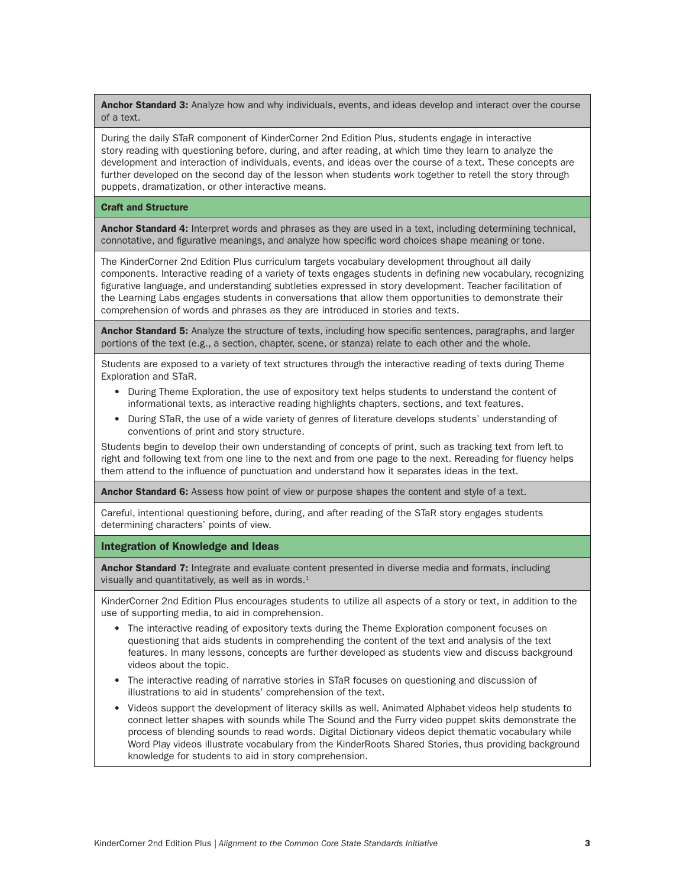**Anchor Standard 3:** Analyze how and why individuals, events, and ideas develop and interact over the course of a text.

During the daily STaR component of KinderCorner 2nd Edition Plus, students engage in interactive story reading with questioning before, during, and after reading, at which time they learn to analyze the development and interaction of individuals, events, and ideas over the course of a text. These concepts are further developed on the second day of the lesson when students work together to retell the story through puppets, dramatization, or other interactive means.

### Craft and Structure

**Anchor Standard 4:** Interpret words and phrases as they are used in a text, including determining technical, connotative, and figurative meanings, and analyze how specific word choices shape meaning or tone.

The KinderCorner 2nd Edition Plus curriculum targets vocabulary development throughout all daily components. Interactive reading of a variety of texts engages students in defining new vocabulary, recognizing figurative language, and understanding subtleties expressed in story development. Teacher facilitation of the Learning Labs engages students in conversations that allow them opportunities to demonstrate their comprehension of words and phrases as they are introduced in stories and texts.

**Anchor Standard 5:** Analyze the structure of texts, including how specific sentences, paragraphs, and larger portions of the text (e.g., a section, chapter, scene, or stanza) relate to each other and the whole.

Students are exposed to a variety of text structures through the interactive reading of texts during Theme Exploration and STaR.

- During Theme Exploration, the use of expository text helps students to understand the content of informational texts, as interactive reading highlights chapters, sections, and text features.
- During STaR, the use of a wide variety of genres of literature develops students' understanding of conventions of print and story structure.

Students begin to develop their own understanding of concepts of print, such as tracking text from left to right and following text from one line to the next and from one page to the next. Rereading for fluency helps them attend to the influence of punctuation and understand how it separates ideas in the text.

**Anchor Standard 6:** Assess how point of view or purpose shapes the content and style of a text.

Careful, intentional questioning before, during, and after reading of the STaR story engages students determining characters' points of view.

### Integration of Knowledge and Ideas

**Anchor Standard 7:** Integrate and evaluate content presented in diverse media and formats, including visually and quantitatively, as well as in words.[1]

KinderCorner 2nd Edition Plus encourages students to utilize all aspects of a story or text, in addition to the use of supporting media, to aid in comprehension.

- The interactive reading of expository texts during the Theme Exploration component focuses on questioning that aids students in comprehending the content of the text and analysis of the text features. In many lessons, concepts are further developed as students view and discuss background videos about the topic.
- The interactive reading of narrative stories in STaR focuses on questioning and discussion of illustrations to aid in students' comprehension of the text.
- Videos support the development of literacy skills as well. Animated Alphabet videos help students to connect letter shapes with sounds while The Sound and the Furry video puppet skits demonstrate the process of blending sounds to read words. Digital Dictionary videos depict thematic vocabulary while Word Play videos illustrate vocabulary from the KinderRoots Shared Stories, thus providing background knowledge for students to aid in story comprehension.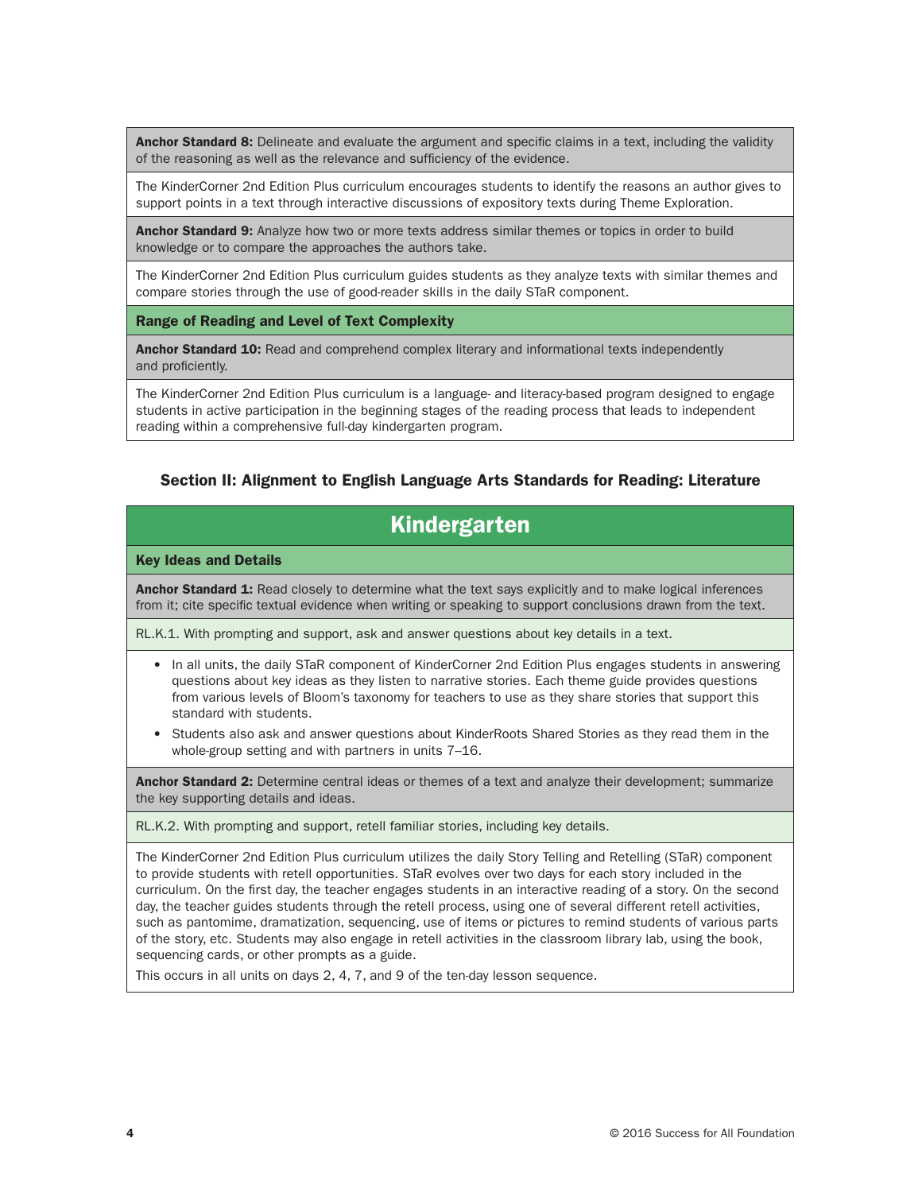**Anchor Standard 8:** Delineate and evaluate the argument and specific claims in a text, including the validity of the reasoning as well as the relevance and sufficiency of the evidence.

The KinderCorner 2nd Edition Plus curriculum encourages students to identify the reasons an author gives to support points in a text through interactive discussions of expository texts during Theme Exploration.

**Anchor Standard 9:** Analyze how two or more texts address similar themes or topics in order to build knowledge or to compare the approaches the authors take.

The KinderCorner 2nd Edition Plus curriculum guides students as they analyze texts with similar themes and compare stories through the use of good-reader skills in the daily STaR component.

**Range of Reading and Level of Text Complexity**

**Anchor Standard 10:** Read and comprehend complex literary and informational texts independently and proficiently.

The KinderCorner 2nd Edition Plus curriculum is a language- and literacy-based program designed to engage students in active participation in the beginning stages of the reading process that leads to independent reading within a comprehensive full-day kindergarten program.

### Section II: Alignment to English Language Arts Standards for Reading: Literature

## Kindergarten

**Key Ideas and Details**

**Anchor Standard 1:** Read closely to determine what the text says explicitly and to make logical inferences from it; cite specific textual evidence when writing or speaking to support conclusions drawn from the text.

RL.K.1. With prompting and support, ask and answer questions about key details in a text.

- In all units, the daily STaR component of KinderCorner 2nd Edition Plus engages students in answering questions about key ideas as they listen to narrative stories. Each theme guide provides questions from various levels of Bloom's taxonomy for teachers to use as they share stories that support this standard with students.
- Students also ask and answer questions about KinderRoots Shared Stories as they read them in the whole-group setting and with partners in units 7–16.

**Anchor Standard 2:** Determine central ideas or themes of a text and analyze their development; summarize the key supporting details and ideas.

RL.K.2. With prompting and support, retell familiar stories, including key details.

The KinderCorner 2nd Edition Plus curriculum utilizes the daily Story Telling and Retelling (STaR) component to provide students with retell opportunities. STaR evolves over two days for each story included in the curriculum. On the first day, the teacher engages students in an interactive reading of a story. On the second day, the teacher guides students through the retell process, using one of several different retell activities, such as pantomime, dramatization, sequencing, use of items or pictures to remind students of various parts of the story, etc. Students may also engage in retell activities in the classroom library lab, using the book, sequencing cards, or other prompts as a guide.

This occurs in all units on days 2, 4, 7, and 9 of the ten-day lesson sequence.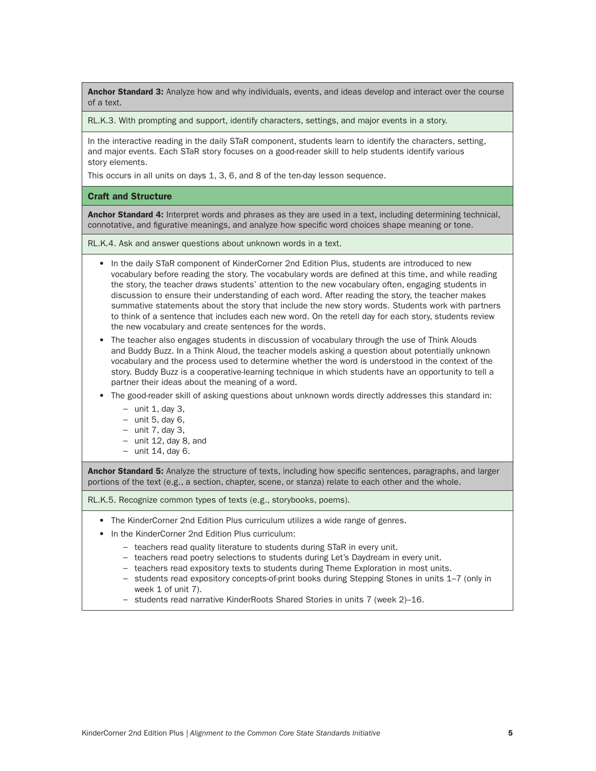**Anchor Standard 3:** Analyze how and why individuals, events, and ideas develop and interact over the course of a text.

RL.K.3. With prompting and support, identify characters, settings, and major events in a story.

In the interactive reading in the daily STaR component, students learn to identify the characters, setting, and major events. Each STaR story focuses on a good-reader skill to help students identify various story elements.

This occurs in all units on days 1, 3, 6, and 8 of the ten-day lesson sequence.

### Craft and Structure

**Anchor Standard 4:** Interpret words and phrases as they are used in a text, including determining technical, connotative, and figurative meanings, and analyze how specific word choices shape meaning or tone.

RL.K.4. Ask and answer questions about unknown words in a text.

- In the daily STaR component of KinderCorner 2nd Edition Plus, students are introduced to new vocabulary before reading the story. The vocabulary words are defined at this time, and while reading the story, the teacher draws students' attention to the new vocabulary often, engaging students in discussion to ensure their understanding of each word. After reading the story, the teacher makes summative statements about the story that include the new story words. Students work with partners to think of a sentence that includes each new word. On the retell day for each story, students review the new vocabulary and create sentences for the words.
- The teacher also engages students in discussion of vocabulary through the use of Think Alouds and Buddy Buzz. In a Think Aloud, the teacher models asking a question about potentially unknown vocabulary and the process used to determine whether the word is understood in the context of the story. Buddy Buzz is a cooperative-learning technique in which students have an opportunity to tell a partner their ideas about the meaning of a word.
- The good-reader skill of asking questions about unknown words directly addresses this standard in:
  - unit 1, day 3,
  - unit 5, day 6,
  - unit 7, day 3,
  - unit 12, day 8, and
  - unit 14, day 6.

**Anchor Standard 5:** Analyze the structure of texts, including how specific sentences, paragraphs, and larger portions of the text (e.g., a section, chapter, scene, or stanza) relate to each other and the whole.

RL.K.5. Recognize common types of texts (e.g., storybooks, poems).

- The KinderCorner 2nd Edition Plus curriculum utilizes a wide range of genres.
- In the KinderCorner 2nd Edition Plus curriculum:
  - teachers read quality literature to students during STaR in every unit.
  - teachers read poetry selections to students during Let's Daydream in every unit.
  - teachers read expository texts to students during Theme Exploration in most units.
  - students read expository concepts-of-print books during Stepping Stones in units 1–7 (only in week 1 of unit 7).
  - students read narrative KinderRoots Shared Stories in units 7 (week 2)–16.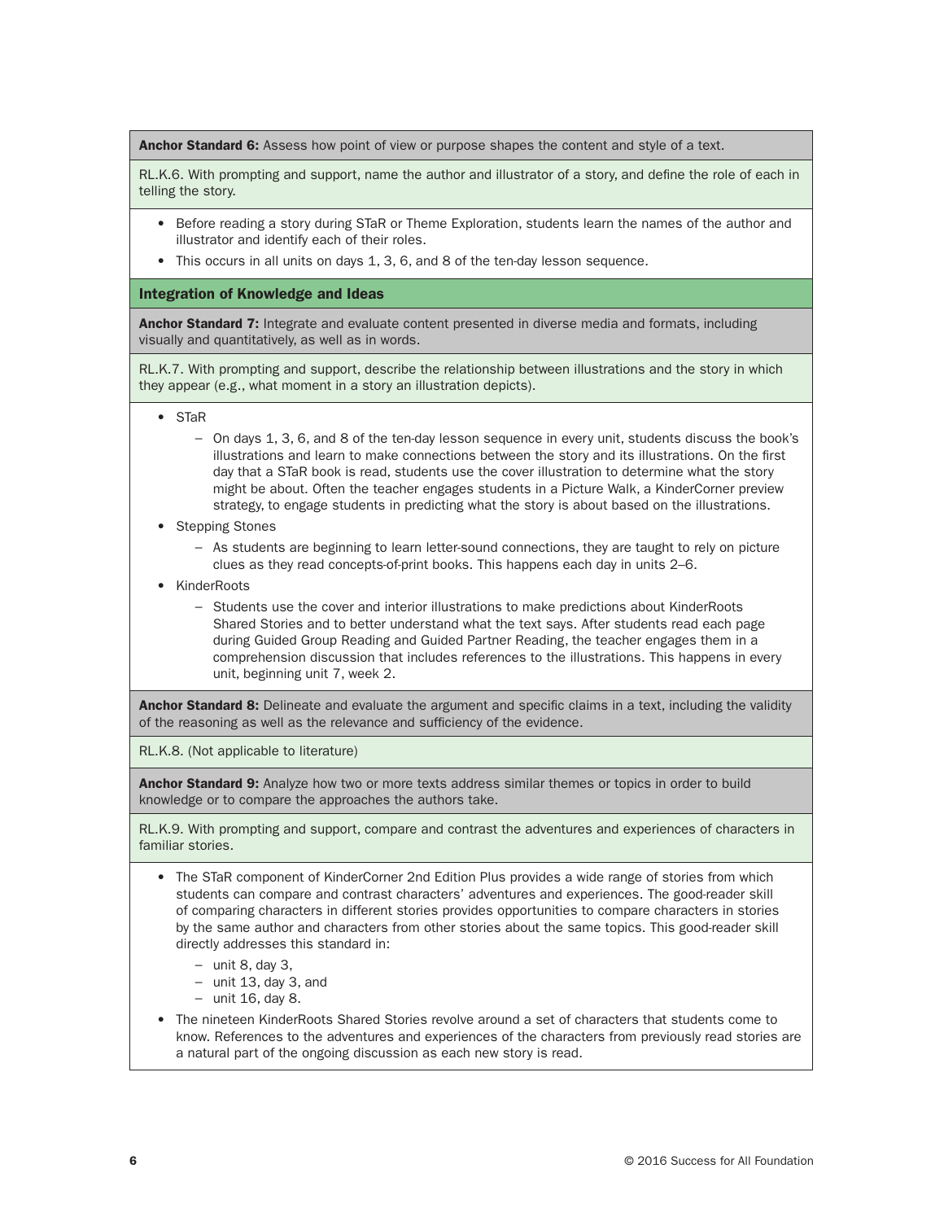**Anchor Standard 6:** Assess how point of view or purpose shapes the content and style of a text.

RL.K.6. With prompting and support, name the author and illustrator of a story, and define the role of each in telling the story.

- Before reading a story during STaR or Theme Exploration, students learn the names of the author and illustrator and identify each of their roles.
- This occurs in all units on days 1, 3, 6, and 8 of the ten-day lesson sequence.

## Integration of Knowledge and Ideas

**Anchor Standard 7:** Integrate and evaluate content presented in diverse media and formats, including visually and quantitatively, as well as in words.

RL.K.7. With prompting and support, describe the relationship between illustrations and the story in which they appear (e.g., what moment in a story an illustration depicts).

- STaR
  - On days 1, 3, 6, and 8 of the ten-day lesson sequence in every unit, students discuss the book's illustrations and learn to make connections between the story and its illustrations. On the first day that a STaR book is read, students use the cover illustration to determine what the story might be about. Often the teacher engages students in a Picture Walk, a KinderCorner preview strategy, to engage students in predicting what the story is about based on the illustrations.
- Stepping Stones
  - As students are beginning to learn letter-sound connections, they are taught to rely on picture clues as they read concepts-of-print books. This happens each day in units 2–6.
- KinderRoots
  - Students use the cover and interior illustrations to make predictions about KinderRoots Shared Stories and to better understand what the text says. After students read each page during Guided Group Reading and Guided Partner Reading, the teacher engages them in a comprehension discussion that includes references to the illustrations. This happens in every unit, beginning unit 7, week 2.

**Anchor Standard 8:** Delineate and evaluate the argument and specific claims in a text, including the validity of the reasoning as well as the relevance and sufficiency of the evidence.

RL.K.8. (Not applicable to literature)

**Anchor Standard 9:** Analyze how two or more texts address similar themes or topics in order to build knowledge or to compare the approaches the authors take.

RL.K.9. With prompting and support, compare and contrast the adventures and experiences of characters in familiar stories.

- The STaR component of KinderCorner 2nd Edition Plus provides a wide range of stories from which students can compare and contrast characters' adventures and experiences. The good-reader skill of comparing characters in different stories provides opportunities to compare characters in stories by the same author and characters from other stories about the same topics. This good-reader skill directly addresses this standard in:
  - unit 8, day 3,
  - unit 13, day 3, and
  - unit 16, day 8.
- The nineteen KinderRoots Shared Stories revolve around a set of characters that students come to know. References to the adventures and experiences of the characters from previously read stories are a natural part of the ongoing discussion as each new story is read.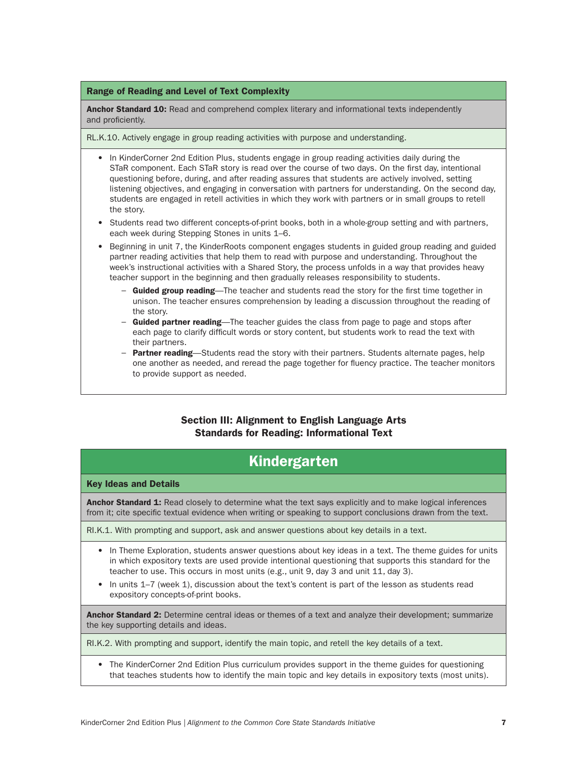**Range of Reading and Level of Text Complexity**

**Anchor Standard 10:** Read and comprehend complex literary and informational texts independently and proficiently.

RL.K.10. Actively engage in group reading activities with purpose and understanding.

- In KinderCorner 2nd Edition Plus, students engage in group reading activities daily during the STaR component. Each STaR story is read over the course of two days. On the first day, intentional questioning before, during, and after reading assures that students are actively involved, setting listening objectives, and engaging in conversation with partners for understanding. On the second day, students are engaged in retell activities in which they work with partners or in small groups to retell the story.
- Students read two different concepts-of-print books, both in a whole-group setting and with partners, each week during Stepping Stones in units 1–6.
- Beginning in unit 7, the KinderRoots component engages students in guided group reading and guided partner reading activities that help them to read with purpose and understanding. Throughout the week's instructional activities with a Shared Story, the process unfolds in a way that provides heavy teacher support in the beginning and then gradually releases responsibility to students.
  - **Guided group reading**—The teacher and students read the story for the first time together in unison. The teacher ensures comprehension by leading a discussion throughout the reading of the story.
  - **Guided partner reading**—The teacher guides the class from page to page and stops after each page to clarify difficult words or story content, but students work to read the text with their partners.
  - **Partner reading**—Students read the story with their partners. Students alternate pages, help one another as needed, and reread the page together for fluency practice. The teacher monitors to provide support as needed.

## Section III: Alignment to English Language Arts Standards for Reading: Informational Text

## Kindergarten

**Key Ideas and Details**

**Anchor Standard 1:** Read closely to determine what the text says explicitly and to make logical inferences from it; cite specific textual evidence when writing or speaking to support conclusions drawn from the text.

RI.K.1. With prompting and support, ask and answer questions about key details in a text.

- In Theme Exploration, students answer questions about key ideas in a text. The theme guides for units in which expository texts are used provide intentional questioning that supports this standard for the teacher to use. This occurs in most units (e.g., unit 9, day 3 and unit 11, day 3).
- In units 1–7 (week 1), discussion about the text's content is part of the lesson as students read expository concepts-of-print books.

**Anchor Standard 2:** Determine central ideas or themes of a text and analyze their development; summarize the key supporting details and ideas.

RI.K.2. With prompting and support, identify the main topic, and retell the key details of a text.

- The KinderCorner 2nd Edition Plus curriculum provides support in the theme guides for questioning that teaches students how to identify the main topic and key details in expository texts (most units).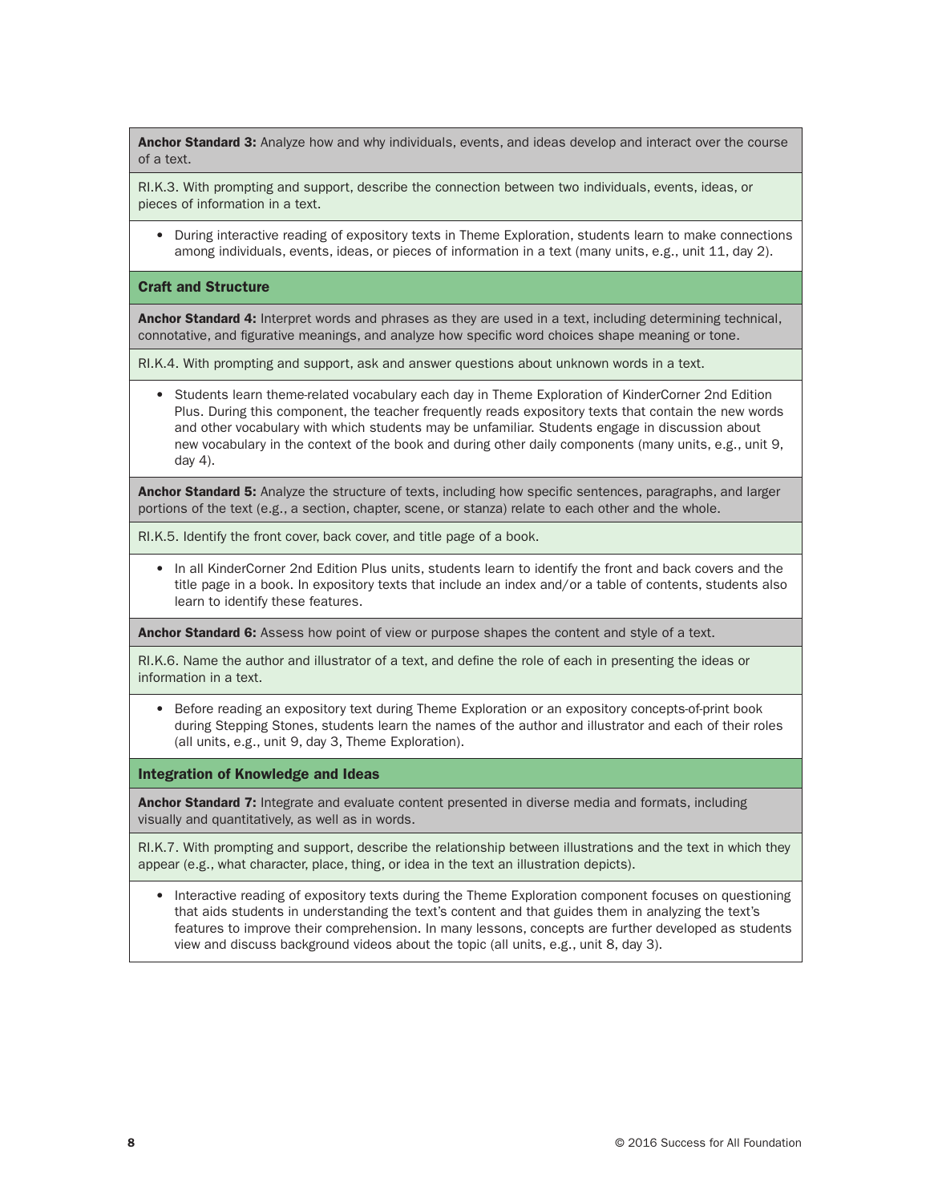**Anchor Standard 3:** Analyze how and why individuals, events, and ideas develop and interact over the course of a text.

RI.K.3. With prompting and support, describe the connection between two individuals, events, ideas, or pieces of information in a text.

- During interactive reading of expository texts in Theme Exploration, students learn to make connections among individuals, events, ideas, or pieces of information in a text (many units, e.g., unit 11, day 2).

### Craft and Structure

**Anchor Standard 4:** Interpret words and phrases as they are used in a text, including determining technical, connotative, and figurative meanings, and analyze how specific word choices shape meaning or tone.

RI.K.4. With prompting and support, ask and answer questions about unknown words in a text.

- Students learn theme-related vocabulary each day in Theme Exploration of KinderCorner 2nd Edition Plus. During this component, the teacher frequently reads expository texts that contain the new words and other vocabulary with which students may be unfamiliar. Students engage in discussion about new vocabulary in the context of the book and during other daily components (many units, e.g., unit 9, day 4).

**Anchor Standard 5:** Analyze the structure of texts, including how specific sentences, paragraphs, and larger portions of the text (e.g., a section, chapter, scene, or stanza) relate to each other and the whole.

RI.K.5. Identify the front cover, back cover, and title page of a book.

- In all KinderCorner 2nd Edition Plus units, students learn to identify the front and back covers and the title page in a book. In expository texts that include an index and/or a table of contents, students also learn to identify these features.

**Anchor Standard 6:** Assess how point of view or purpose shapes the content and style of a text.

RI.K.6. Name the author and illustrator of a text, and define the role of each in presenting the ideas or information in a text.

- Before reading an expository text during Theme Exploration or an expository concepts-of-print book during Stepping Stones, students learn the names of the author and illustrator and each of their roles (all units, e.g., unit 9, day 3, Theme Exploration).

### Integration of Knowledge and Ideas

**Anchor Standard 7:** Integrate and evaluate content presented in diverse media and formats, including visually and quantitatively, as well as in words.

RI.K.7. With prompting and support, describe the relationship between illustrations and the text in which they appear (e.g., what character, place, thing, or idea in the text an illustration depicts).

- Interactive reading of expository texts during the Theme Exploration component focuses on questioning that aids students in understanding the text's content and that guides them in analyzing the text's features to improve their comprehension. In many lessons, concepts are further developed as students view and discuss background videos about the topic (all units, e.g., unit 8, day 3).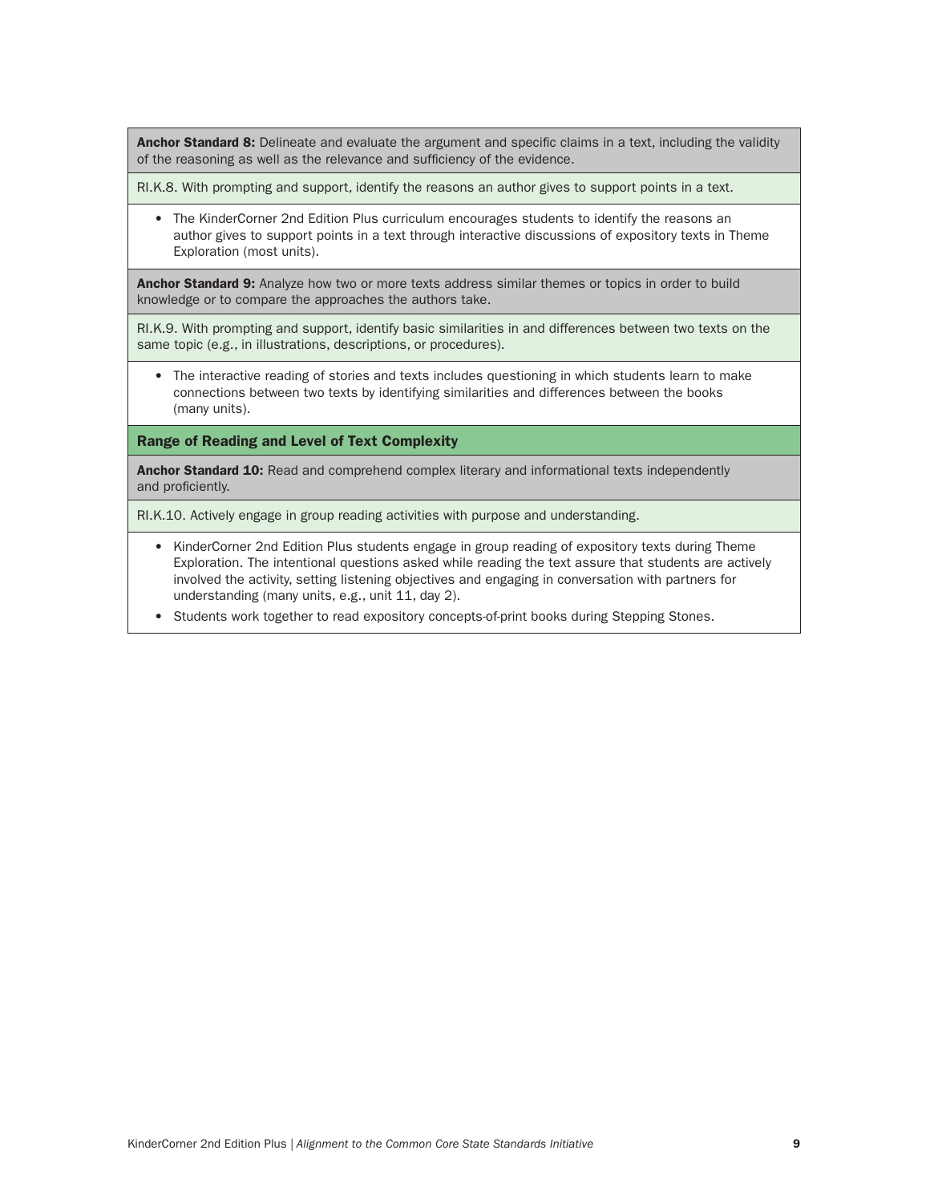**Anchor Standard 8:** Delineate and evaluate the argument and specific claims in a text, including the validity of the reasoning as well as the relevance and sufficiency of the evidence.

RI.K.8. With prompting and support, identify the reasons an author gives to support points in a text.

- The KinderCorner 2nd Edition Plus curriculum encourages students to identify the reasons an author gives to support points in a text through interactive discussions of expository texts in Theme Exploration (most units).

**Anchor Standard 9:** Analyze how two or more texts address similar themes or topics in order to build knowledge or to compare the approaches the authors take.

RI.K.9. With prompting and support, identify basic similarities in and differences between two texts on the same topic (e.g., in illustrations, descriptions, or procedures).

- The interactive reading of stories and texts includes questioning in which students learn to make connections between two texts by identifying similarities and differences between the books (many units).

## Range of Reading and Level of Text Complexity

**Anchor Standard 10:** Read and comprehend complex literary and informational texts independently and proficiently.

RI.K.10. Actively engage in group reading activities with purpose and understanding.

- KinderCorner 2nd Edition Plus students engage in group reading of expository texts during Theme Exploration. The intentional questions asked while reading the text assure that students are actively involved the activity, setting listening objectives and engaging in conversation with partners for understanding (many units, e.g., unit 11, day 2).
- Students work together to read expository concepts-of-print books during Stepping Stones.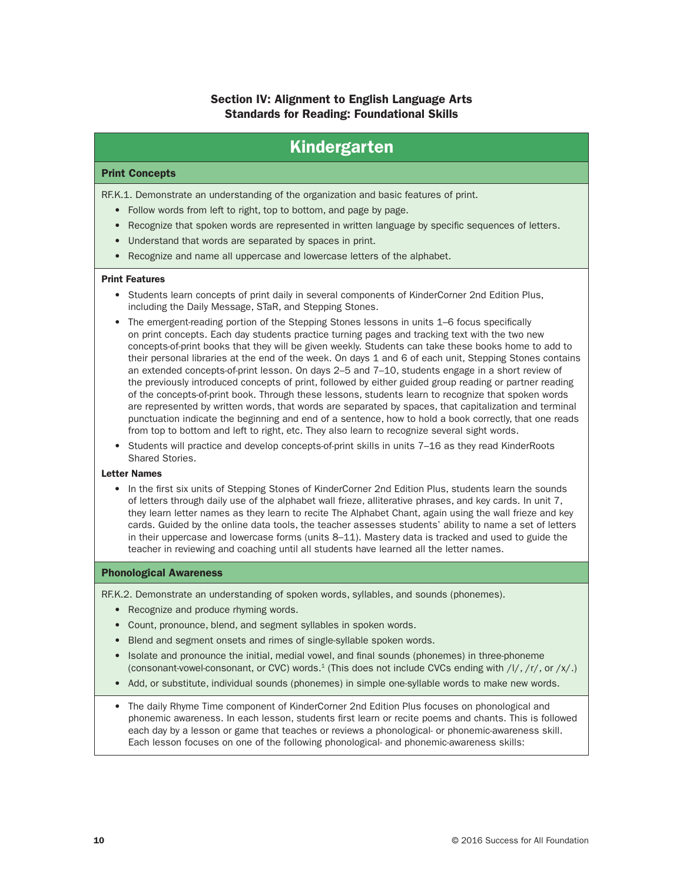### Section IV: Alignment to English Language Arts Standards for Reading: Foundational Skills

## Kindergarten

### Print Concepts

RF.K.1. Demonstrate an understanding of the organization and basic features of print.

- Follow words from left to right, top to bottom, and page by page.
- Recognize that spoken words are represented in written language by specific sequences of letters.
- Understand that words are separated by spaces in print.
- Recognize and name all uppercase and lowercase letters of the alphabet.

**Print Features**

- Students learn concepts of print daily in several components of KinderCorner 2nd Edition Plus, including the Daily Message, STaR, and Stepping Stones.
- The emergent-reading portion of the Stepping Stones lessons in units 1–6 focus specifically on print concepts. Each day students practice turning pages and tracking text with the two new concepts-of-print books that they will be given weekly. Students can take these books home to add to their personal libraries at the end of the week. On days 1 and 6 of each unit, Stepping Stones contains an extended concepts-of-print lesson. On days 2–5 and 7–10, students engage in a short review of the previously introduced concepts of print, followed by either guided group reading or partner reading of the concepts-of-print book. Through these lessons, students learn to recognize that spoken words are represented by written words, that words are separated by spaces, that capitalization and terminal punctuation indicate the beginning and end of a sentence, how to hold a book correctly, that one reads from top to bottom and left to right, etc. They also learn to recognize several sight words.
- Students will practice and develop concepts-of-print skills in units 7–16 as they read KinderRoots Shared Stories.

**Letter Names**

- In the first six units of Stepping Stones of KinderCorner 2nd Edition Plus, students learn the sounds of letters through daily use of the alphabet wall frieze, alliterative phrases, and key cards. In unit 7, they learn letter names as they learn to recite The Alphabet Chant, again using the wall frieze and key cards. Guided by the online data tools, the teacher assesses students' ability to name a set of letters in their uppercase and lowercase forms (units 8–11). Mastery data is tracked and used to guide the teacher in reviewing and coaching until all students have learned all the letter names.

### Phonological Awareness

RF.K.2. Demonstrate an understanding of spoken words, syllables, and sounds (phonemes).

- Recognize and produce rhyming words.
- Count, pronounce, blend, and segment syllables in spoken words.
- Blend and segment onsets and rimes of single-syllable spoken words.
- Isolate and pronounce the initial, medial vowel, and final sounds (phonemes) in three-phoneme (consonant-vowel-consonant, or CVC) words.[1] (This does not include CVCs ending with /l/, /r/, or /x/.)
- Add, or substitute, individual sounds (phonemes) in simple one-syllable words to make new words.

- The daily Rhyme Time component of KinderCorner 2nd Edition Plus focuses on phonological and phonemic awareness. In each lesson, students first learn or recite poems and chants. This is followed each day by a lesson or game that teaches or reviews a phonological- or phonemic-awareness skill. Each lesson focuses on one of the following phonological- and phonemic-awareness skills: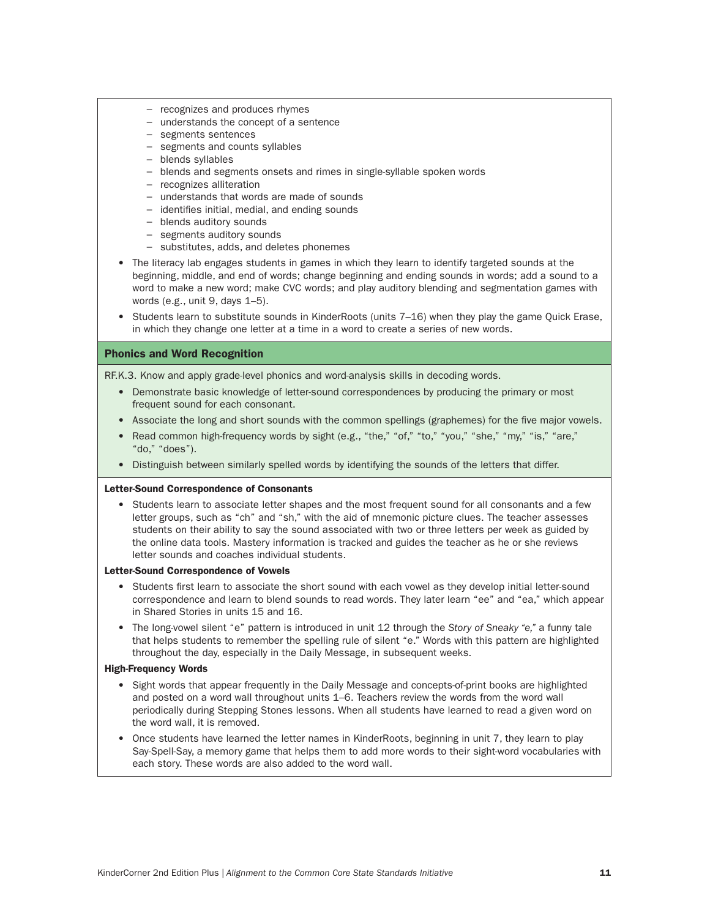- recognizes and produces rhymes
  - understands the concept of a sentence
  - segments sentences
  - segments and counts syllables
  - blends syllables
  - blends and segments onsets and rimes in single-syllable spoken words
  - recognizes alliteration
  - understands that words are made of sounds
  - identifies initial, medial, and ending sounds
  - blends auditory sounds
  - segments auditory sounds
  - substitutes, adds, and deletes phonemes
- The literacy lab engages students in games in which they learn to identify targeted sounds at the beginning, middle, and end of words; change beginning and ending sounds in words; add a sound to a word to make a new word; make CVC words; and play auditory blending and segmentation games with words (e.g., unit 9, days 1–5).
- Students learn to substitute sounds in KinderRoots (units 7–16) when they play the game Quick Erase, in which they change one letter at a time in a word to create a series of new words.

## Phonics and Word Recognition

RF.K.3. Know and apply grade-level phonics and word-analysis skills in decoding words.

- Demonstrate basic knowledge of letter-sound correspondences by producing the primary or most frequent sound for each consonant.
- Associate the long and short sounds with the common spellings (graphemes) for the five major vowels.
- Read common high-frequency words by sight (e.g., "the," "of," "to," "you," "she," "my," "is," "are," "do," "does").
- Distinguish between similarly spelled words by identifying the sounds of the letters that differ.

**Letter-Sound Correspondence of Consonants**

- Students learn to associate letter shapes and the most frequent sound for all consonants and a few letter groups, such as "ch" and "sh," with the aid of mnemonic picture clues. The teacher assesses students on their ability to say the sound associated with two or three letters per week as guided by the online data tools. Mastery information is tracked and guides the teacher as he or she reviews letter sounds and coaches individual students.

**Letter-Sound Correspondence of Vowels**

- Students first learn to associate the short sound with each vowel as they develop initial letter-sound correspondence and learn to blend sounds to read words. They later learn "ee" and "ea," which appear in Shared Stories in units 15 and 16.
- The long-vowel silent "e" pattern is introduced in unit 12 through the *Story of Sneaky "e,"* a funny tale that helps students to remember the spelling rule of silent "e." Words with this pattern are highlighted throughout the day, especially in the Daily Message, in subsequent weeks.

**High-Frequency Words**

- Sight words that appear frequently in the Daily Message and concepts-of-print books are highlighted and posted on a word wall throughout units 1–6. Teachers review the words from the word wall periodically during Stepping Stones lessons. When all students have learned to read a given word on the word wall, it is removed.
- Once students have learned the letter names in KinderRoots, beginning in unit 7, they learn to play Say-Spell-Say, a memory game that helps them to add more words to their sight-word vocabularies with each story. These words are also added to the word wall.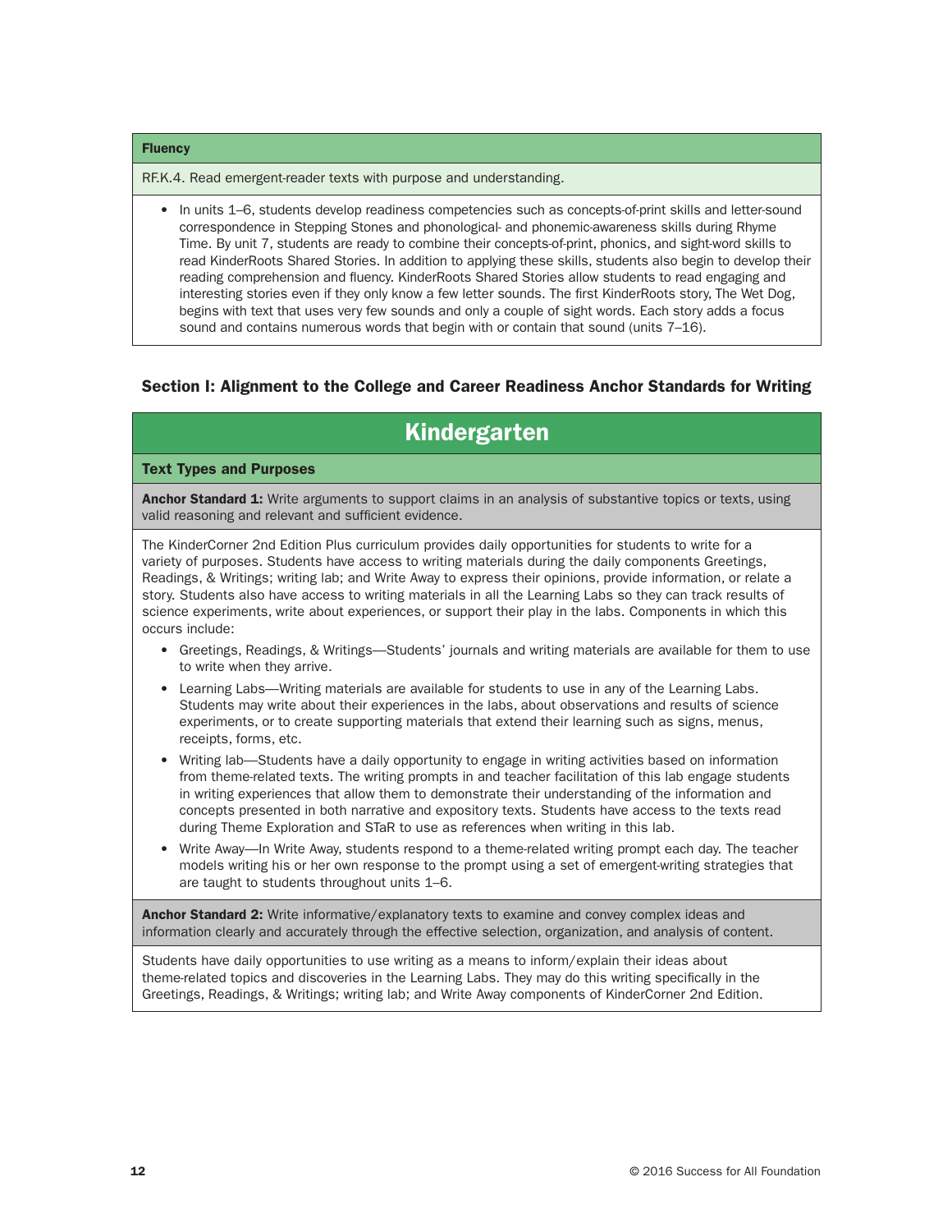**Fluency**

RF.K.4. Read emergent-reader texts with purpose and understanding.

- In units 1–6, students develop readiness competencies such as concepts-of-print skills and letter-sound correspondence in Stepping Stones and phonological- and phonemic-awareness skills during Rhyme Time. By unit 7, students are ready to combine their concepts-of-print, phonics, and sight-word skills to read KinderRoots Shared Stories. In addition to applying these skills, students also begin to develop their reading comprehension and fluency. KinderRoots Shared Stories allow students to read engaging and interesting stories even if they only know a few letter sounds. The first KinderRoots story, The Wet Dog, begins with text that uses very few sounds and only a couple of sight words. Each story adds a focus sound and contains numerous words that begin with or contain that sound (units 7–16).

### Section I: Alignment to the College and Career Readiness Anchor Standards for Writing

## Kindergarten

**Text Types and Purposes**

**Anchor Standard 1:** Write arguments to support claims in an analysis of substantive topics or texts, using valid reasoning and relevant and sufficient evidence.

The KinderCorner 2nd Edition Plus curriculum provides daily opportunities for students to write for a variety of purposes. Students have access to writing materials during the daily components Greetings, Readings, & Writings; writing lab; and Write Away to express their opinions, provide information, or relate a story. Students also have access to writing materials in all the Learning Labs so they can track results of science experiments, write about experiences, or support their play in the labs. Components in which this occurs include:

- Greetings, Readings, & Writings—Students' journals and writing materials are available for them to use to write when they arrive.
- Learning Labs—Writing materials are available for students to use in any of the Learning Labs. Students may write about their experiences in the labs, about observations and results of science experiments, or to create supporting materials that extend their learning such as signs, menus, receipts, forms, etc.
- Writing lab—Students have a daily opportunity to engage in writing activities based on information from theme-related texts. The writing prompts in and teacher facilitation of this lab engage students in writing experiences that allow them to demonstrate their understanding of the information and concepts presented in both narrative and expository texts. Students have access to the texts read during Theme Exploration and STaR to use as references when writing in this lab.
- Write Away—In Write Away, students respond to a theme-related writing prompt each day. The teacher models writing his or her own response to the prompt using a set of emergent-writing strategies that are taught to students throughout units 1–6.

**Anchor Standard 2:** Write informative/explanatory texts to examine and convey complex ideas and information clearly and accurately through the effective selection, organization, and analysis of content.

Students have daily opportunities to use writing as a means to inform/explain their ideas about theme-related topics and discoveries in the Learning Labs. They may do this writing specifically in the Greetings, Readings, & Writings; writing lab; and Write Away components of KinderCorner 2nd Edition.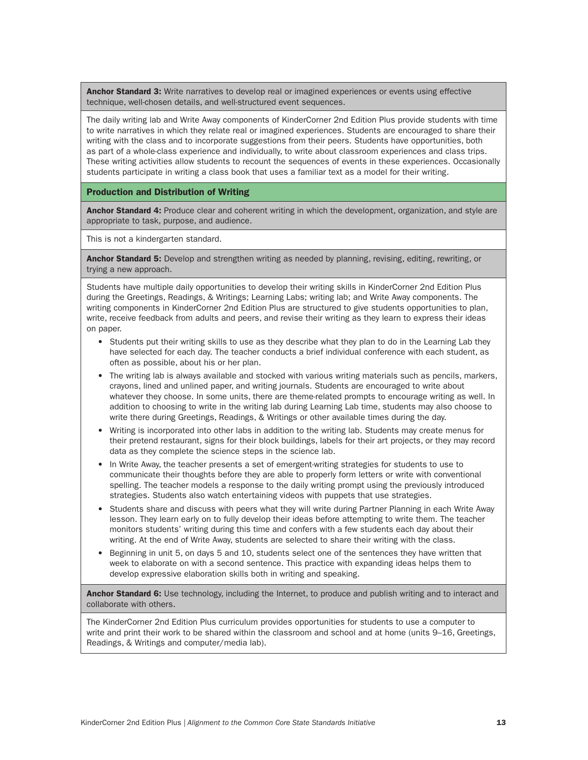**Anchor Standard 3:** Write narratives to develop real or imagined experiences or events using effective technique, well-chosen details, and well-structured event sequences.

The daily writing lab and Write Away components of KinderCorner 2nd Edition Plus provide students with time to write narratives in which they relate real or imagined experiences. Students are encouraged to share their writing with the class and to incorporate suggestions from their peers. Students have opportunities, both as part of a whole-class experience and individually, to write about classroom experiences and class trips. These writing activities allow students to recount the sequences of events in these experiences. Occasionally students participate in writing a class book that uses a familiar text as a model for their writing.

### Production and Distribution of Writing

**Anchor Standard 4:** Produce clear and coherent writing in which the development, organization, and style are appropriate to task, purpose, and audience.

This is not a kindergarten standard.

**Anchor Standard 5:** Develop and strengthen writing as needed by planning, revising, editing, rewriting, or trying a new approach.

Students have multiple daily opportunities to develop their writing skills in KinderCorner 2nd Edition Plus during the Greetings, Readings, & Writings; Learning Labs; writing lab; and Write Away components. The writing components in KinderCorner 2nd Edition Plus are structured to give students opportunities to plan, write, receive feedback from adults and peers, and revise their writing as they learn to express their ideas on paper.

- Students put their writing skills to use as they describe what they plan to do in the Learning Lab they have selected for each day. The teacher conducts a brief individual conference with each student, as often as possible, about his or her plan.
- The writing lab is always available and stocked with various writing materials such as pencils, markers, crayons, lined and unlined paper, and writing journals. Students are encouraged to write about whatever they choose. In some units, there are theme-related prompts to encourage writing as well. In addition to choosing to write in the writing lab during Learning Lab time, students may also choose to write there during Greetings, Readings, & Writings or other available times during the day.
- Writing is incorporated into other labs in addition to the writing lab. Students may create menus for their pretend restaurant, signs for their block buildings, labels for their art projects, or they may record data as they complete the science steps in the science lab.
- In Write Away, the teacher presents a set of emergent-writing strategies for students to use to communicate their thoughts before they are able to properly form letters or write with conventional spelling. The teacher models a response to the daily writing prompt using the previously introduced strategies. Students also watch entertaining videos with puppets that use strategies.
- Students share and discuss with peers what they will write during Partner Planning in each Write Away lesson. They learn early on to fully develop their ideas before attempting to write them. The teacher monitors students' writing during this time and confers with a few students each day about their writing. At the end of Write Away, students are selected to share their writing with the class.
- Beginning in unit 5, on days 5 and 10, students select one of the sentences they have written that week to elaborate on with a second sentence. This practice with expanding ideas helps them to develop expressive elaboration skills both in writing and speaking.

**Anchor Standard 6:** Use technology, including the Internet, to produce and publish writing and to interact and collaborate with others.

The KinderCorner 2nd Edition Plus curriculum provides opportunities for students to use a computer to write and print their work to be shared within the classroom and school and at home (units 9–16, Greetings, Readings, & Writings and computer/media lab).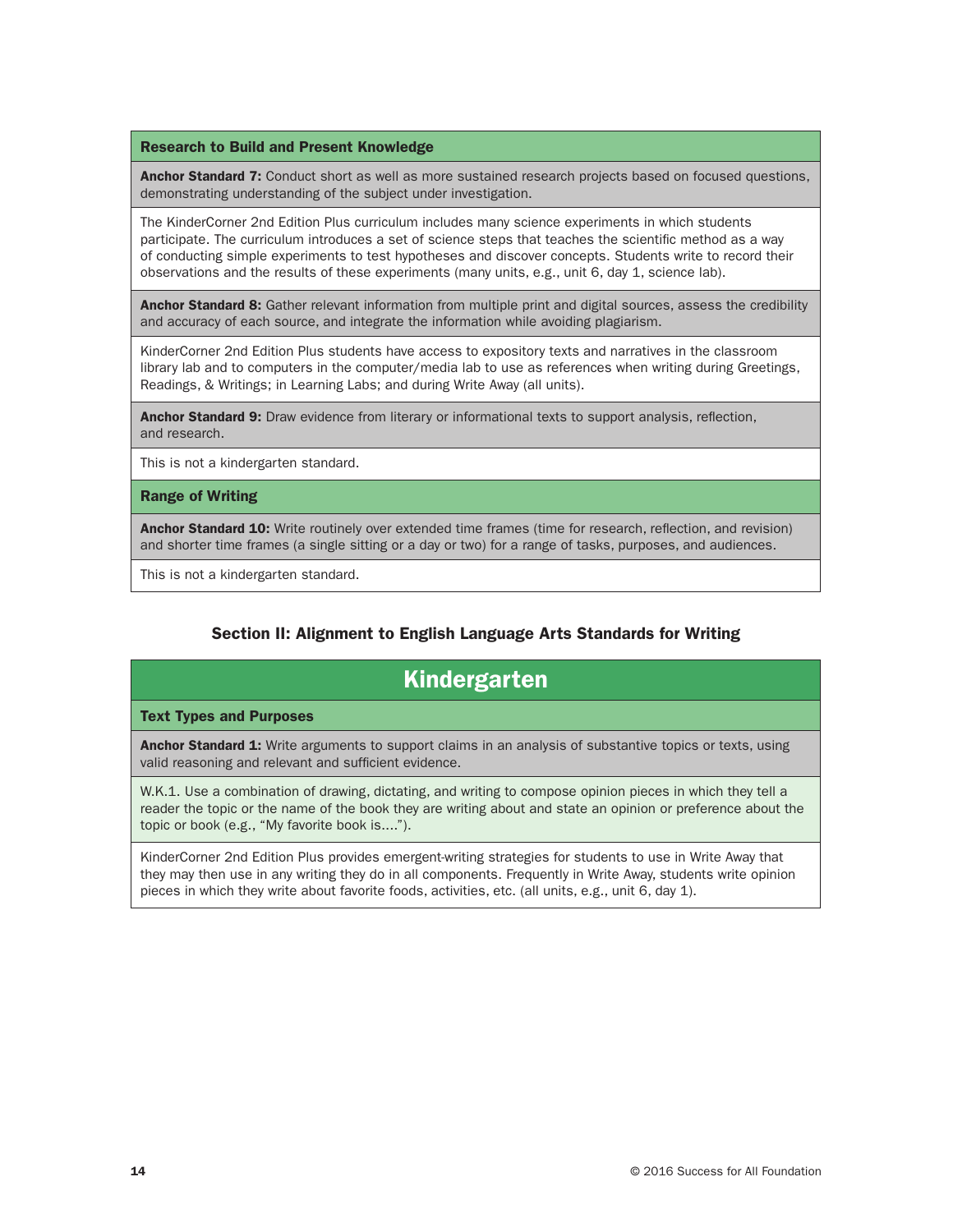**Research to Build and Present Knowledge**

**Anchor Standard 7:** Conduct short as well as more sustained research projects based on focused questions, demonstrating understanding of the subject under investigation.

The KinderCorner 2nd Edition Plus curriculum includes many science experiments in which students participate. The curriculum introduces a set of science steps that teaches the scientific method as a way of conducting simple experiments to test hypotheses and discover concepts. Students write to record their observations and the results of these experiments (many units, e.g., unit 6, day 1, science lab).

**Anchor Standard 8:** Gather relevant information from multiple print and digital sources, assess the credibility and accuracy of each source, and integrate the information while avoiding plagiarism.

KinderCorner 2nd Edition Plus students have access to expository texts and narratives in the classroom library lab and to computers in the computer/media lab to use as references when writing during Greetings, Readings, & Writings; in Learning Labs; and during Write Away (all units).

**Anchor Standard 9:** Draw evidence from literary or informational texts to support analysis, reflection, and research.

This is not a kindergarten standard.

**Range of Writing**

**Anchor Standard 10:** Write routinely over extended time frames (time for research, reflection, and revision) and shorter time frames (a single sitting or a day or two) for a range of tasks, purposes, and audiences.

This is not a kindergarten standard.

## Section II: Alignment to English Language Arts Standards for Writing

### Kindergarten

**Text Types and Purposes**

**Anchor Standard 1:** Write arguments to support claims in an analysis of substantive topics or texts, using valid reasoning and relevant and sufficient evidence.

W.K.1. Use a combination of drawing, dictating, and writing to compose opinion pieces in which they tell a reader the topic or the name of the book they are writing about and state an opinion or preference about the topic or book (e.g., "My favorite book is....").

KinderCorner 2nd Edition Plus provides emergent-writing strategies for students to use in Write Away that they may then use in any writing they do in all components. Frequently in Write Away, students write opinion pieces in which they write about favorite foods, activities, etc. (all units, e.g., unit 6, day 1).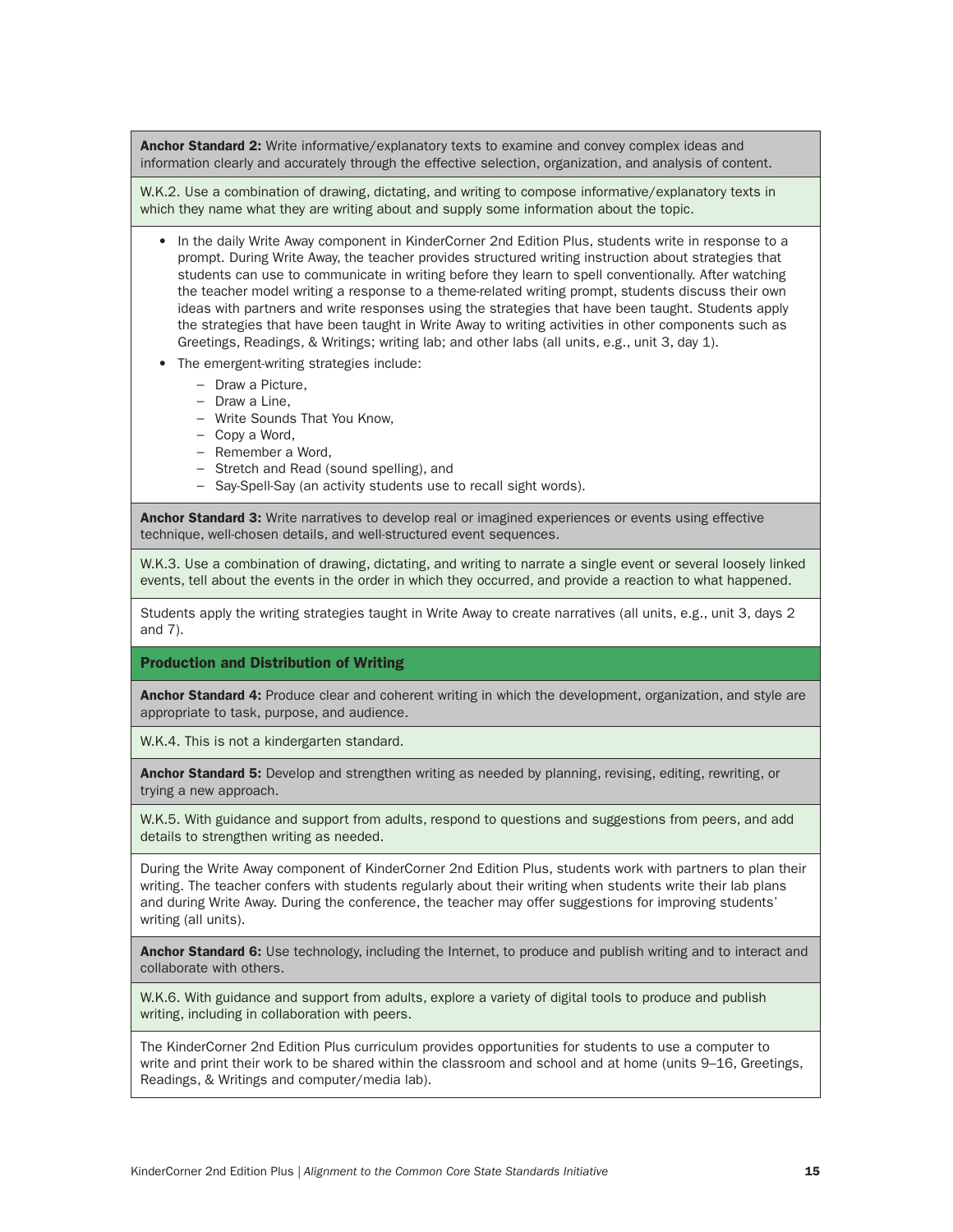**Anchor Standard 2:** Write informative/explanatory texts to examine and convey complex ideas and information clearly and accurately through the effective selection, organization, and analysis of content.

W.K.2. Use a combination of drawing, dictating, and writing to compose informative/explanatory texts in which they name what they are writing about and supply some information about the topic.

- In the daily Write Away component in KinderCorner 2nd Edition Plus, students write in response to a prompt. During Write Away, the teacher provides structured writing instruction about strategies that students can use to communicate in writing before they learn to spell conventionally. After watching the teacher model writing a response to a theme-related writing prompt, students discuss their own ideas with partners and write responses using the strategies that have been taught. Students apply the strategies that have been taught in Write Away to writing activities in other components such as Greetings, Readings, & Writings; writing lab; and other labs (all units, e.g., unit 3, day 1).
- The emergent-writing strategies include:
  - Draw a Picture,
  - Draw a Line,
  - Write Sounds That You Know,
  - Copy a Word,
  - Remember a Word,
  - Stretch and Read (sound spelling), and
  - Say-Spell-Say (an activity students use to recall sight words).

**Anchor Standard 3:** Write narratives to develop real or imagined experiences or events using effective technique, well-chosen details, and well-structured event sequences.

W.K.3. Use a combination of drawing, dictating, and writing to narrate a single event or several loosely linked events, tell about the events in the order in which they occurred, and provide a reaction to what happened.

Students apply the writing strategies taught in Write Away to create narratives (all units, e.g., unit 3, days 2 and 7).

## Production and Distribution of Writing

**Anchor Standard 4:** Produce clear and coherent writing in which the development, organization, and style are appropriate to task, purpose, and audience.

W.K.4. This is not a kindergarten standard.

**Anchor Standard 5:** Develop and strengthen writing as needed by planning, revising, editing, rewriting, or trying a new approach.

W.K.5. With guidance and support from adults, respond to questions and suggestions from peers, and add details to strengthen writing as needed.

During the Write Away component of KinderCorner 2nd Edition Plus, students work with partners to plan their writing. The teacher confers with students regularly about their writing when students write their lab plans and during Write Away. During the conference, the teacher may offer suggestions for improving students' writing (all units).

**Anchor Standard 6:** Use technology, including the Internet, to produce and publish writing and to interact and collaborate with others.

W.K.6. With guidance and support from adults, explore a variety of digital tools to produce and publish writing, including in collaboration with peers.

The KinderCorner 2nd Edition Plus curriculum provides opportunities for students to use a computer to write and print their work to be shared within the classroom and school and at home (units 9–16, Greetings, Readings, & Writings and computer/media lab).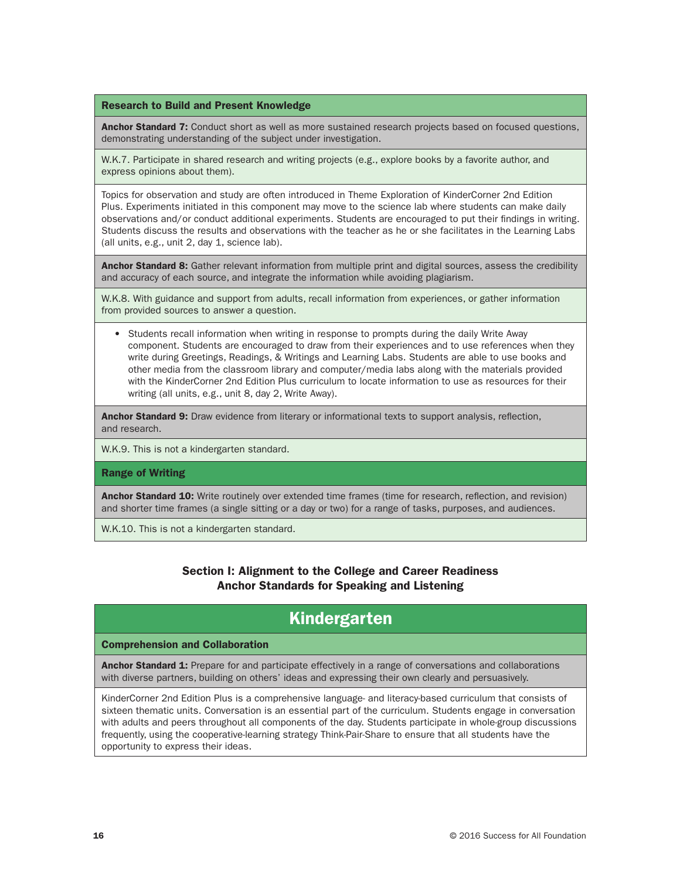### Research to Build and Present Knowledge

**Anchor Standard 7:** Conduct short as well as more sustained research projects based on focused questions, demonstrating understanding of the subject under investigation.

W.K.7. Participate in shared research and writing projects (e.g., explore books by a favorite author, and express opinions about them).

Topics for observation and study are often introduced in Theme Exploration of KinderCorner 2nd Edition Plus. Experiments initiated in this component may move to the science lab where students can make daily observations and/or conduct additional experiments. Students are encouraged to put their findings in writing. Students discuss the results and observations with the teacher as he or she facilitates in the Learning Labs (all units, e.g., unit 2, day 1, science lab).

**Anchor Standard 8:** Gather relevant information from multiple print and digital sources, assess the credibility and accuracy of each source, and integrate the information while avoiding plagiarism.

W.K.8. With guidance and support from adults, recall information from experiences, or gather information from provided sources to answer a question.

- Students recall information when writing in response to prompts during the daily Write Away component. Students are encouraged to draw from their experiences and to use references when they write during Greetings, Readings, & Writings and Learning Labs. Students are able to use books and other media from the classroom library and computer/media labs along with the materials provided with the KinderCorner 2nd Edition Plus curriculum to locate information to use as resources for their writing (all units, e.g., unit 8, day 2, Write Away).

**Anchor Standard 9:** Draw evidence from literary or informational texts to support analysis, reflection, and research.

W.K.9. This is not a kindergarten standard.

### Range of Writing

**Anchor Standard 10:** Write routinely over extended time frames (time for research, reflection, and revision) and shorter time frames (a single sitting or a day or two) for a range of tasks, purposes, and audiences.

W.K.10. This is not a kindergarten standard.

## Section I: Alignment to the College and Career Readiness Anchor Standards for Speaking and Listening

## Kindergarten

### Comprehension and Collaboration

**Anchor Standard 1:** Prepare for and participate effectively in a range of conversations and collaborations with diverse partners, building on others' ideas and expressing their own clearly and persuasively.

KinderCorner 2nd Edition Plus is a comprehensive language- and literacy-based curriculum that consists of sixteen thematic units. Conversation is an essential part of the curriculum. Students engage in conversation with adults and peers throughout all components of the day. Students participate in whole-group discussions frequently, using the cooperative-learning strategy Think-Pair-Share to ensure that all students have the opportunity to express their ideas.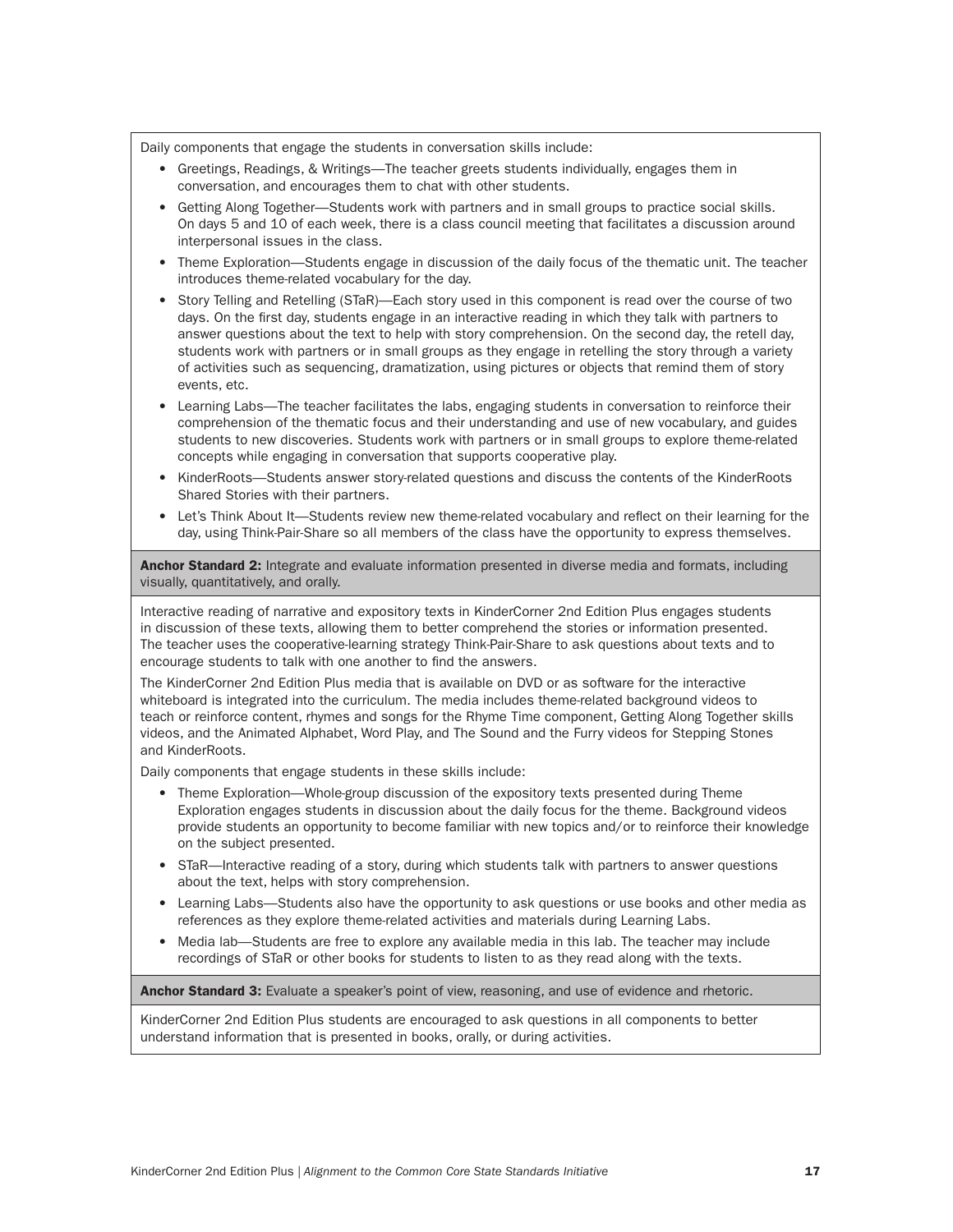Daily components that engage the students in conversation skills include:

- Greetings, Readings, & Writings—The teacher greets students individually, engages them in conversation, and encourages them to chat with other students.
- Getting Along Together—Students work with partners and in small groups to practice social skills. On days 5 and 10 of each week, there is a class council meeting that facilitates a discussion around interpersonal issues in the class.
- Theme Exploration—Students engage in discussion of the daily focus of the thematic unit. The teacher introduces theme-related vocabulary for the day.
- Story Telling and Retelling (STaR)—Each story used in this component is read over the course of two days. On the first day, students engage in an interactive reading in which they talk with partners to answer questions about the text to help with story comprehension. On the second day, the retell day, students work with partners or in small groups as they engage in retelling the story through a variety of activities such as sequencing, dramatization, using pictures or objects that remind them of story events, etc.
- Learning Labs—The teacher facilitates the labs, engaging students in conversation to reinforce their comprehension of the thematic focus and their understanding and use of new vocabulary, and guides students to new discoveries. Students work with partners or in small groups to explore theme-related concepts while engaging in conversation that supports cooperative play.
- KinderRoots—Students answer story-related questions and discuss the contents of the KinderRoots Shared Stories with their partners.
- Let's Think About It—Students review new theme-related vocabulary and reflect on their learning for the day, using Think-Pair-Share so all members of the class have the opportunity to express themselves.

**Anchor Standard 2:** Integrate and evaluate information presented in diverse media and formats, including visually, quantitatively, and orally.

Interactive reading of narrative and expository texts in KinderCorner 2nd Edition Plus engages students in discussion of these texts, allowing them to better comprehend the stories or information presented. The teacher uses the cooperative-learning strategy Think-Pair-Share to ask questions about texts and to encourage students to talk with one another to find the answers.

The KinderCorner 2nd Edition Plus media that is available on DVD or as software for the interactive whiteboard is integrated into the curriculum. The media includes theme-related background videos to teach or reinforce content, rhymes and songs for the Rhyme Time component, Getting Along Together skills videos, and the Animated Alphabet, Word Play, and The Sound and the Furry videos for Stepping Stones and KinderRoots.

Daily components that engage students in these skills include:

- Theme Exploration—Whole-group discussion of the expository texts presented during Theme Exploration engages students in discussion about the daily focus for the theme. Background videos provide students an opportunity to become familiar with new topics and/or to reinforce their knowledge on the subject presented.
- STaR—Interactive reading of a story, during which students talk with partners to answer questions about the text, helps with story comprehension.
- Learning Labs—Students also have the opportunity to ask questions or use books and other media as references as they explore theme-related activities and materials during Learning Labs.
- Media lab—Students are free to explore any available media in this lab. The teacher may include recordings of STaR or other books for students to listen to as they read along with the texts.

**Anchor Standard 3:** Evaluate a speaker's point of view, reasoning, and use of evidence and rhetoric.

KinderCorner 2nd Edition Plus students are encouraged to ask questions in all components to better understand information that is presented in books, orally, or during activities.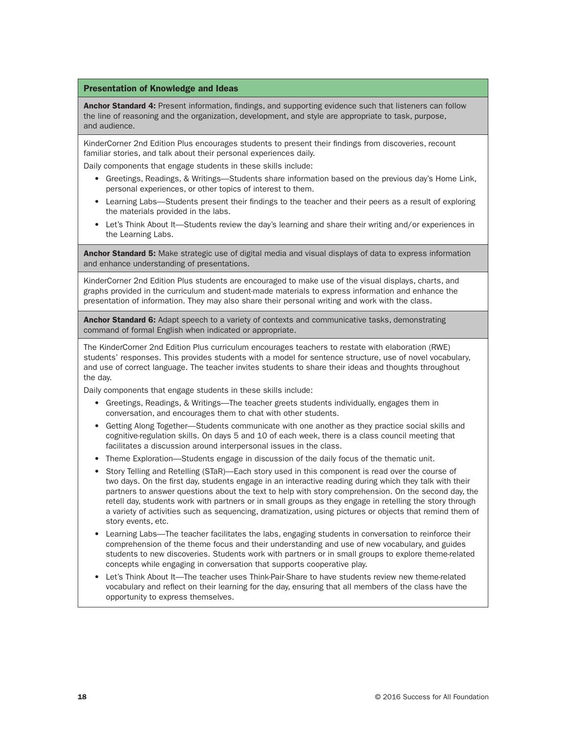## Presentation of Knowledge and Ideas

**Anchor Standard 4:** Present information, findings, and supporting evidence such that listeners can follow the line of reasoning and the organization, development, and style are appropriate to task, purpose, and audience.

KinderCorner 2nd Edition Plus encourages students to present their findings from discoveries, recount familiar stories, and talk about their personal experiences daily.

Daily components that engage students in these skills include:

- Greetings, Readings, & Writings—Students share information based on the previous day's Home Link, personal experiences, or other topics of interest to them.
- Learning Labs—Students present their findings to the teacher and their peers as a result of exploring the materials provided in the labs.
- Let's Think About It—Students review the day's learning and share their writing and/or experiences in the Learning Labs.

**Anchor Standard 5:** Make strategic use of digital media and visual displays of data to express information and enhance understanding of presentations.

KinderCorner 2nd Edition Plus students are encouraged to make use of the visual displays, charts, and graphs provided in the curriculum and student-made materials to express information and enhance the presentation of information. They may also share their personal writing and work with the class.

**Anchor Standard 6:** Adapt speech to a variety of contexts and communicative tasks, demonstrating command of formal English when indicated or appropriate.

The KinderCorner 2nd Edition Plus curriculum encourages teachers to restate with elaboration (RWE) students' responses. This provides students with a model for sentence structure, use of novel vocabulary, and use of correct language. The teacher invites students to share their ideas and thoughts throughout the day.

Daily components that engage students in these skills include:

- Greetings, Readings, & Writings—The teacher greets students individually, engages them in conversation, and encourages them to chat with other students.
- Getting Along Together—Students communicate with one another as they practice social skills and cognitive-regulation skills. On days 5 and 10 of each week, there is a class council meeting that facilitates a discussion around interpersonal issues in the class.
- Theme Exploration—Students engage in discussion of the daily focus of the thematic unit.
- Story Telling and Retelling (STaR)—Each story used in this component is read over the course of two days. On the first day, students engage in an interactive reading during which they talk with their partners to answer questions about the text to help with story comprehension. On the second day, the retell day, students work with partners or in small groups as they engage in retelling the story through a variety of activities such as sequencing, dramatization, using pictures or objects that remind them of story events, etc.
- Learning Labs—The teacher facilitates the labs, engaging students in conversation to reinforce their comprehension of the theme focus and their understanding and use of new vocabulary, and guides students to new discoveries. Students work with partners or in small groups to explore theme-related concepts while engaging in conversation that supports cooperative play.
- Let's Think About It—The teacher uses Think-Pair-Share to have students review new theme-related vocabulary and reflect on their learning for the day, ensuring that all members of the class have the opportunity to express themselves.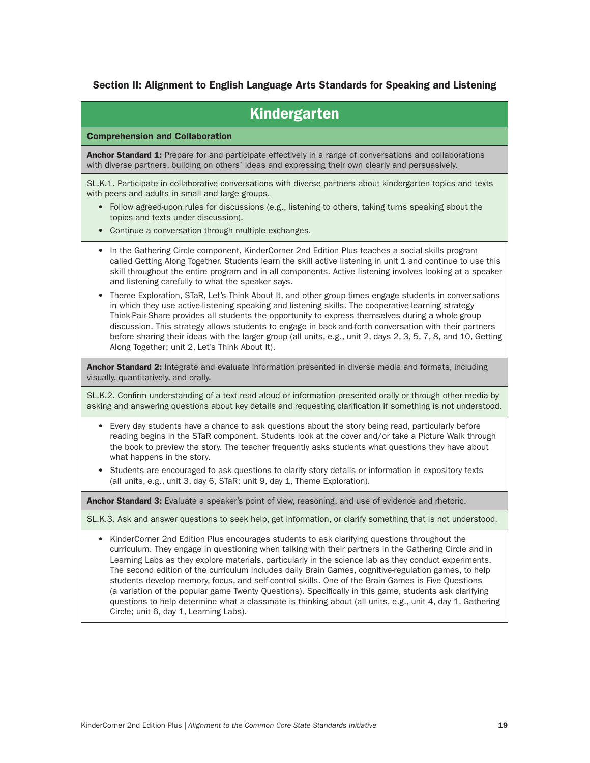### Section II: Alignment to English Language Arts Standards for Speaking and Listening

## Kindergarten

#### Comprehension and Collaboration

**Anchor Standard 1:** Prepare for and participate effectively in a range of conversations and collaborations with diverse partners, building on others' ideas and expressing their own clearly and persuasively.

SL.K.1. Participate in collaborative conversations with diverse partners about kindergarten topics and texts with peers and adults in small and large groups.

- Follow agreed-upon rules for discussions (e.g., listening to others, taking turns speaking about the topics and texts under discussion).
- Continue a conversation through multiple exchanges.

- In the Gathering Circle component, KinderCorner 2nd Edition Plus teaches a social-skills program called Getting Along Together. Students learn the skill active listening in unit 1 and continue to use this skill throughout the entire program and in all components. Active listening involves looking at a speaker and listening carefully to what the speaker says.
- Theme Exploration, STaR, Let's Think About It, and other group times engage students in conversations in which they use active-listening speaking and listening skills. The cooperative-learning strategy Think-Pair-Share provides all students the opportunity to express themselves during a whole-group discussion. This strategy allows students to engage in back-and-forth conversation with their partners before sharing their ideas with the larger group (all units, e.g., unit 2, days 2, 3, 5, 7, 8, and 10, Getting Along Together; unit 2, Let's Think About It).

**Anchor Standard 2:** Integrate and evaluate information presented in diverse media and formats, including visually, quantitatively, and orally.

SL.K.2. Confirm understanding of a text read aloud or information presented orally or through other media by asking and answering questions about key details and requesting clarification if something is not understood.

- Every day students have a chance to ask questions about the story being read, particularly before reading begins in the STaR component. Students look at the cover and/or take a Picture Walk through the book to preview the story. The teacher frequently asks students what questions they have about what happens in the story.
- Students are encouraged to ask questions to clarify story details or information in expository texts (all units, e.g., unit 3, day 6, STaR; unit 9, day 1, Theme Exploration).

**Anchor Standard 3:** Evaluate a speaker's point of view, reasoning, and use of evidence and rhetoric.

SL.K.3. Ask and answer questions to seek help, get information, or clarify something that is not understood.

- KinderCorner 2nd Edition Plus encourages students to ask clarifying questions throughout the curriculum. They engage in questioning when talking with their partners in the Gathering Circle and in Learning Labs as they explore materials, particularly in the science lab as they conduct experiments. The second edition of the curriculum includes daily Brain Games, cognitive-regulation games, to help students develop memory, focus, and self-control skills. One of the Brain Games is Five Questions (a variation of the popular game Twenty Questions). Specifically in this game, students ask clarifying questions to help determine what a classmate is thinking about (all units, e.g., unit 4, day 1, Gathering Circle; unit 6, day 1, Learning Labs).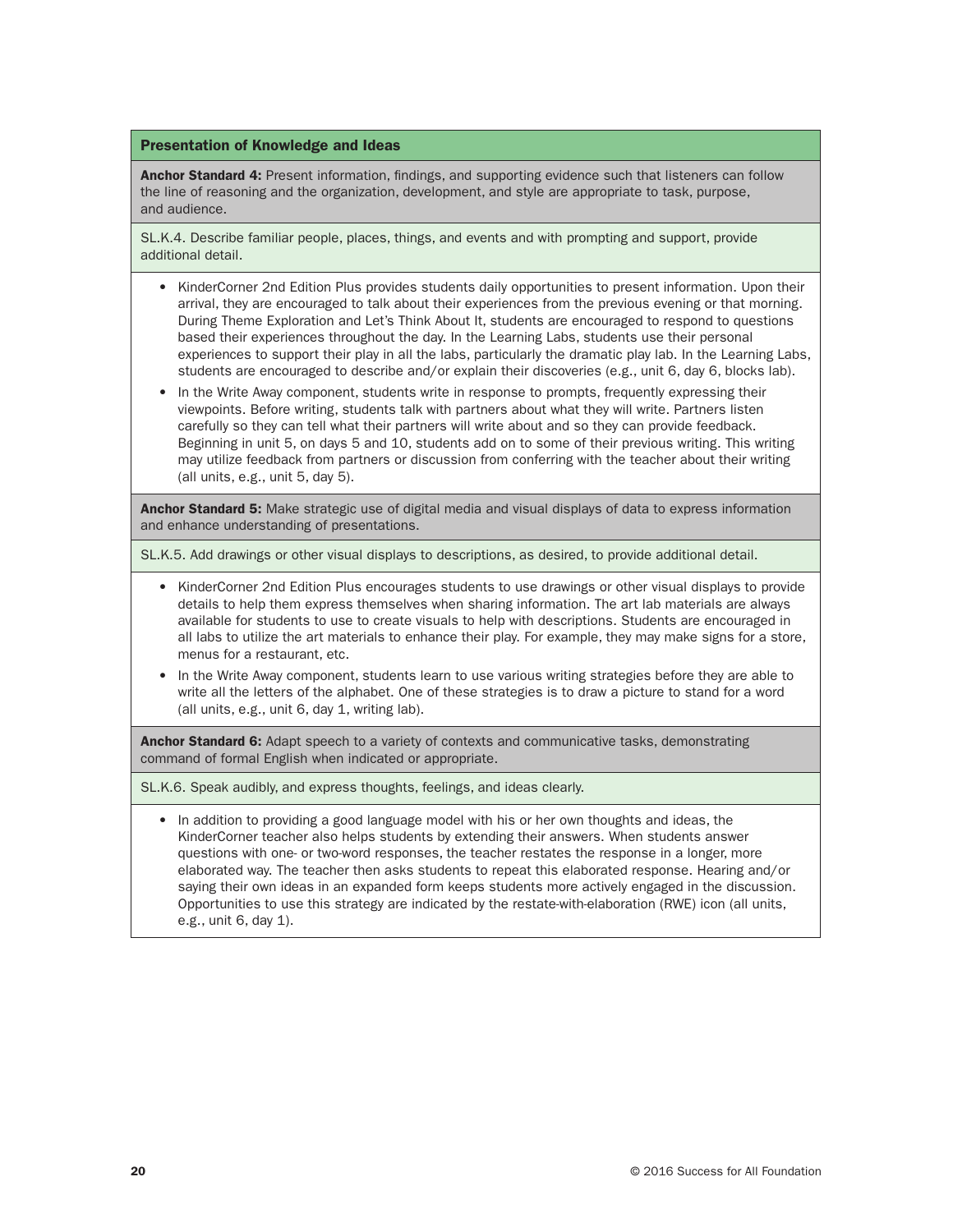### Presentation of Knowledge and Ideas

**Anchor Standard 4:** Present information, findings, and supporting evidence such that listeners can follow the line of reasoning and the organization, development, and style are appropriate to task, purpose, and audience.

SL.K.4. Describe familiar people, places, things, and events and with prompting and support, provide additional detail.

- KinderCorner 2nd Edition Plus provides students daily opportunities to present information. Upon their arrival, they are encouraged to talk about their experiences from the previous evening or that morning. During Theme Exploration and Let's Think About It, students are encouraged to respond to questions based their experiences throughout the day. In the Learning Labs, students use their personal experiences to support their play in all the labs, particularly the dramatic play lab. In the Learning Labs, students are encouraged to describe and/or explain their discoveries (e.g., unit 6, day 6, blocks lab).
- In the Write Away component, students write in response to prompts, frequently expressing their viewpoints. Before writing, students talk with partners about what they will write. Partners listen carefully so they can tell what their partners will write about and so they can provide feedback. Beginning in unit 5, on days 5 and 10, students add on to some of their previous writing. This writing may utilize feedback from partners or discussion from conferring with the teacher about their writing (all units, e.g., unit 5, day 5).

**Anchor Standard 5:** Make strategic use of digital media and visual displays of data to express information and enhance understanding of presentations.

SL.K.5. Add drawings or other visual displays to descriptions, as desired, to provide additional detail.

- KinderCorner 2nd Edition Plus encourages students to use drawings or other visual displays to provide details to help them express themselves when sharing information. The art lab materials are always available for students to use to create visuals to help with descriptions. Students are encouraged in all labs to utilize the art materials to enhance their play. For example, they may make signs for a store, menus for a restaurant, etc.
- In the Write Away component, students learn to use various writing strategies before they are able to write all the letters of the alphabet. One of these strategies is to draw a picture to stand for a word (all units, e.g., unit 6, day 1, writing lab).

**Anchor Standard 6:** Adapt speech to a variety of contexts and communicative tasks, demonstrating command of formal English when indicated or appropriate.

SL.K.6. Speak audibly, and express thoughts, feelings, and ideas clearly.

- In addition to providing a good language model with his or her own thoughts and ideas, the KinderCorner teacher also helps students by extending their answers. When students answer questions with one- or two-word responses, the teacher restates the response in a longer, more elaborated way. The teacher then asks students to repeat this elaborated response. Hearing and/or saying their own ideas in an expanded form keeps students more actively engaged in the discussion. Opportunities to use this strategy are indicated by the restate-with-elaboration (RWE) icon (all units, e.g., unit 6, day 1).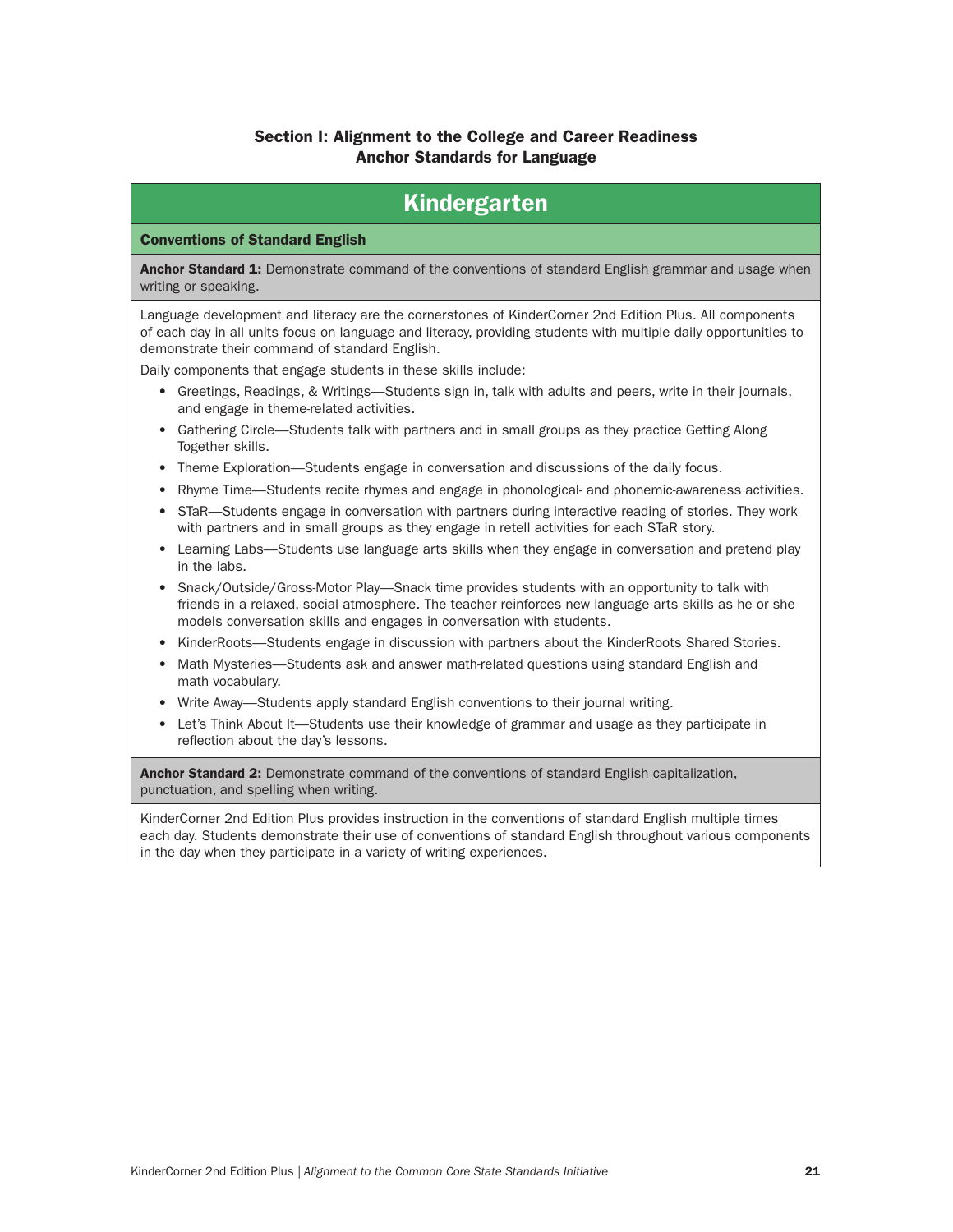## Section I: Alignment to the College and Career Readiness Anchor Standards for Language

# Kindergarten

### Conventions of Standard English

**Anchor Standard 1:** Demonstrate command of the conventions of standard English grammar and usage when writing or speaking.

Language development and literacy are the cornerstones of KinderCorner 2nd Edition Plus. All components of each day in all units focus on language and literacy, providing students with multiple daily opportunities to demonstrate their command of standard English.

Daily components that engage students in these skills include:

- Greetings, Readings, & Writings—Students sign in, talk with adults and peers, write in their journals, and engage in theme-related activities.
- Gathering Circle—Students talk with partners and in small groups as they practice Getting Along Together skills.
- Theme Exploration—Students engage in conversation and discussions of the daily focus.
- Rhyme Time—Students recite rhymes and engage in phonological- and phonemic-awareness activities.
- STaR—Students engage in conversation with partners during interactive reading of stories. They work with partners and in small groups as they engage in retell activities for each STaR story.
- Learning Labs—Students use language arts skills when they engage in conversation and pretend play in the labs.
- Snack/Outside/Gross-Motor Play—Snack time provides students with an opportunity to talk with friends in a relaxed, social atmosphere. The teacher reinforces new language arts skills as he or she models conversation skills and engages in conversation with students.
- KinderRoots—Students engage in discussion with partners about the KinderRoots Shared Stories.
- Math Mysteries—Students ask and answer math-related questions using standard English and math vocabulary.
- Write Away—Students apply standard English conventions to their journal writing.
- Let's Think About It—Students use their knowledge of grammar and usage as they participate in reflection about the day's lessons.

**Anchor Standard 2:** Demonstrate command of the conventions of standard English capitalization, punctuation, and spelling when writing.

KinderCorner 2nd Edition Plus provides instruction in the conventions of standard English multiple times each day. Students demonstrate their use of conventions of standard English throughout various components in the day when they participate in a variety of writing experiences.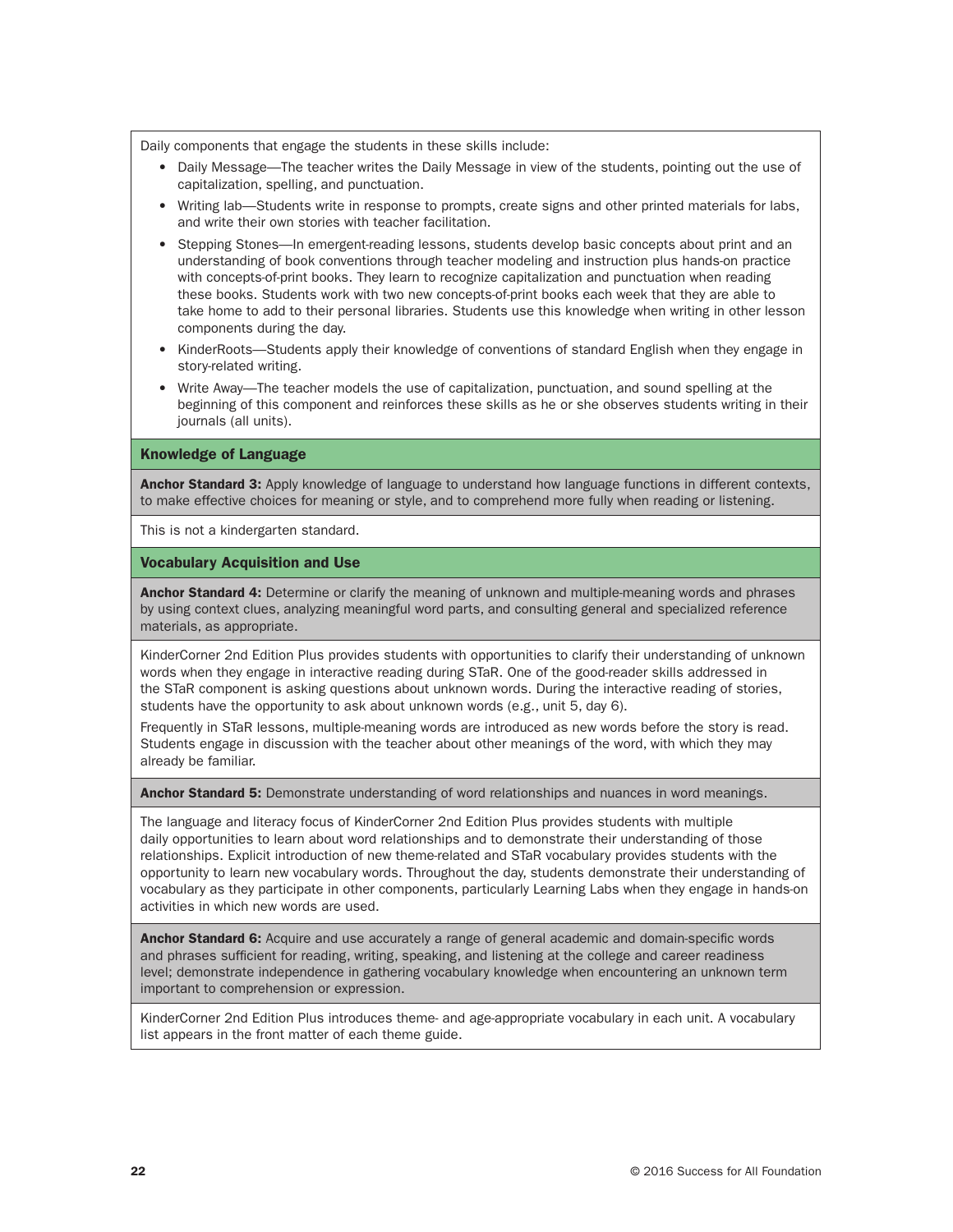Daily components that engage the students in these skills include:

- Daily Message—The teacher writes the Daily Message in view of the students, pointing out the use of capitalization, spelling, and punctuation.
- Writing lab—Students write in response to prompts, create signs and other printed materials for labs, and write their own stories with teacher facilitation.
- Stepping Stones—In emergent-reading lessons, students develop basic concepts about print and an understanding of book conventions through teacher modeling and instruction plus hands-on practice with concepts-of-print books. They learn to recognize capitalization and punctuation when reading these books. Students work with two new concepts-of-print books each week that they are able to take home to add to their personal libraries. Students use this knowledge when writing in other lesson components during the day.
- KinderRoots—Students apply their knowledge of conventions of standard English when they engage in story-related writing.
- Write Away—The teacher models the use of capitalization, punctuation, and sound spelling at the beginning of this component and reinforces these skills as he or she observes students writing in their journals (all units).

## Knowledge of Language

**Anchor Standard 3:** Apply knowledge of language to understand how language functions in different contexts, to make effective choices for meaning or style, and to comprehend more fully when reading or listening.

This is not a kindergarten standard.

## Vocabulary Acquisition and Use

**Anchor Standard 4:** Determine or clarify the meaning of unknown and multiple-meaning words and phrases by using context clues, analyzing meaningful word parts, and consulting general and specialized reference materials, as appropriate.

KinderCorner 2nd Edition Plus provides students with opportunities to clarify their understanding of unknown words when they engage in interactive reading during STaR. One of the good-reader skills addressed in the STaR component is asking questions about unknown words. During the interactive reading of stories, students have the opportunity to ask about unknown words (e.g., unit 5, day 6).

Frequently in STaR lessons, multiple-meaning words are introduced as new words before the story is read. Students engage in discussion with the teacher about other meanings of the word, with which they may already be familiar.

**Anchor Standard 5:** Demonstrate understanding of word relationships and nuances in word meanings.

The language and literacy focus of KinderCorner 2nd Edition Plus provides students with multiple daily opportunities to learn about word relationships and to demonstrate their understanding of those relationships. Explicit introduction of new theme-related and STaR vocabulary provides students with the opportunity to learn new vocabulary words. Throughout the day, students demonstrate their understanding of vocabulary as they participate in other components, particularly Learning Labs when they engage in hands-on activities in which new words are used.

**Anchor Standard 6:** Acquire and use accurately a range of general academic and domain-specific words and phrases sufficient for reading, writing, speaking, and listening at the college and career readiness level; demonstrate independence in gathering vocabulary knowledge when encountering an unknown term important to comprehension or expression.

KinderCorner 2nd Edition Plus introduces theme- and age-appropriate vocabulary in each unit. A vocabulary list appears in the front matter of each theme guide.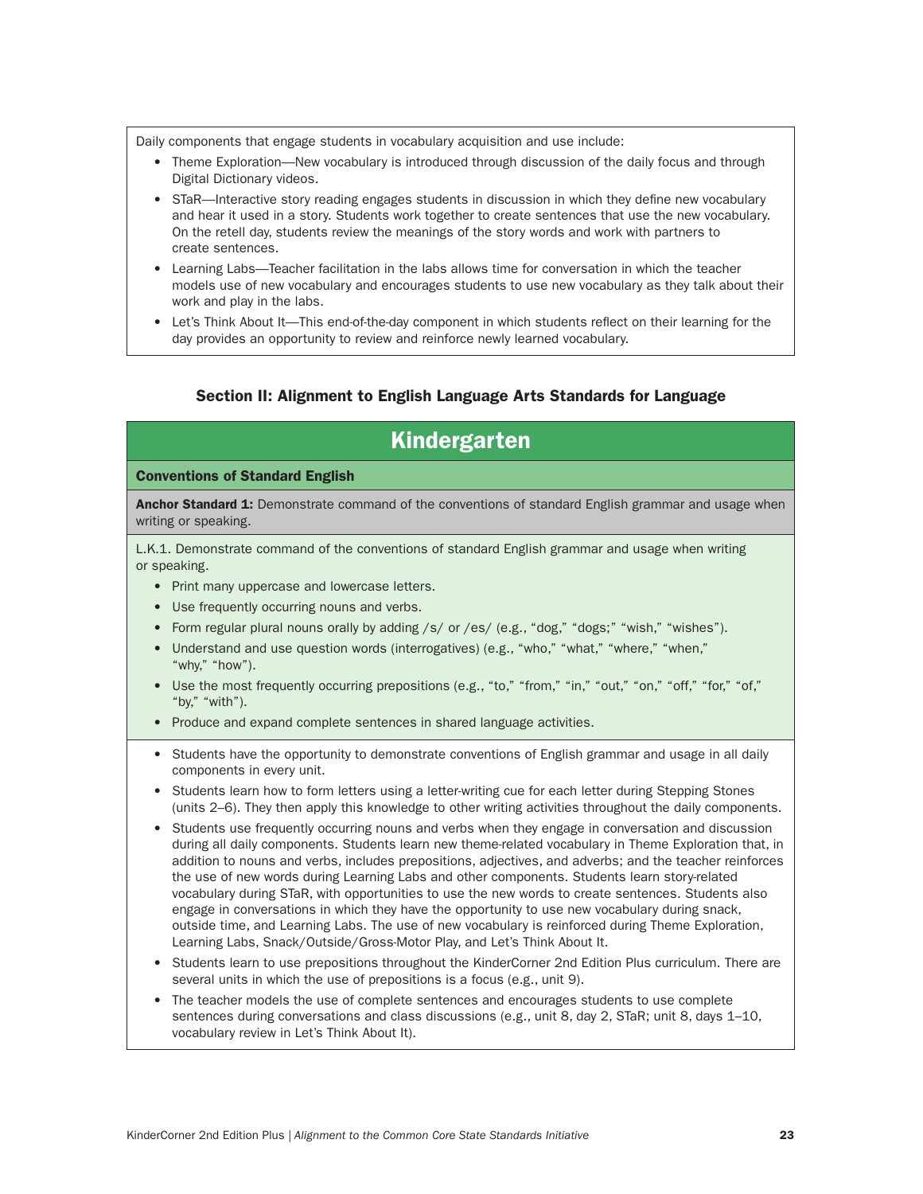Daily components that engage students in vocabulary acquisition and use include:

- Theme Exploration—New vocabulary is introduced through discussion of the daily focus and through Digital Dictionary videos.
- STaR—Interactive story reading engages students in discussion in which they define new vocabulary and hear it used in a story. Students work together to create sentences that use the new vocabulary. On the retell day, students review the meanings of the story words and work with partners to create sentences.
- Learning Labs—Teacher facilitation in the labs allows time for conversation in which the teacher models use of new vocabulary and encourages students to use new vocabulary as they talk about their work and play in the labs.
- Let's Think About It—This end-of-the-day component in which students reflect on their learning for the day provides an opportunity to review and reinforce newly learned vocabulary.

### Section II: Alignment to English Language Arts Standards for Language

## Kindergarten

**Conventions of Standard English**

**Anchor Standard 1:** Demonstrate command of the conventions of standard English grammar and usage when writing or speaking.

L.K.1. Demonstrate command of the conventions of standard English grammar and usage when writing or speaking.

- Print many uppercase and lowercase letters.
- Use frequently occurring nouns and verbs.
- Form regular plural nouns orally by adding /s/ or /es/ (e.g., "dog," "dogs;" "wish," "wishes").
- Understand and use question words (interrogatives) (e.g., "who," "what," "where," "when," "why," "how").
- Use the most frequently occurring prepositions (e.g., "to," "from," "in," "out," "on," "off," "for," "of," "by," "with").
- Produce and expand complete sentences in shared language activities.

- Students have the opportunity to demonstrate conventions of English grammar and usage in all daily components in every unit.
- Students learn how to form letters using a letter-writing cue for each letter during Stepping Stones (units 2–6). They then apply this knowledge to other writing activities throughout the daily components.
- Students use frequently occurring nouns and verbs when they engage in conversation and discussion during all daily components. Students learn new theme-related vocabulary in Theme Exploration that, in addition to nouns and verbs, includes prepositions, adjectives, and adverbs; and the teacher reinforces the use of new words during Learning Labs and other components. Students learn story-related vocabulary during STaR, with opportunities to use the new words to create sentences. Students also engage in conversations in which they have the opportunity to use new vocabulary during snack, outside time, and Learning Labs. The use of new vocabulary is reinforced during Theme Exploration, Learning Labs, Snack/Outside/Gross-Motor Play, and Let's Think About It.
- Students learn to use prepositions throughout the KinderCorner 2nd Edition Plus curriculum. There are several units in which the use of prepositions is a focus (e.g., unit 9).
- The teacher models the use of complete sentences and encourages students to use complete sentences during conversations and class discussions (e.g., unit 8, day 2, STaR; unit 8, days 1–10, vocabulary review in Let's Think About It).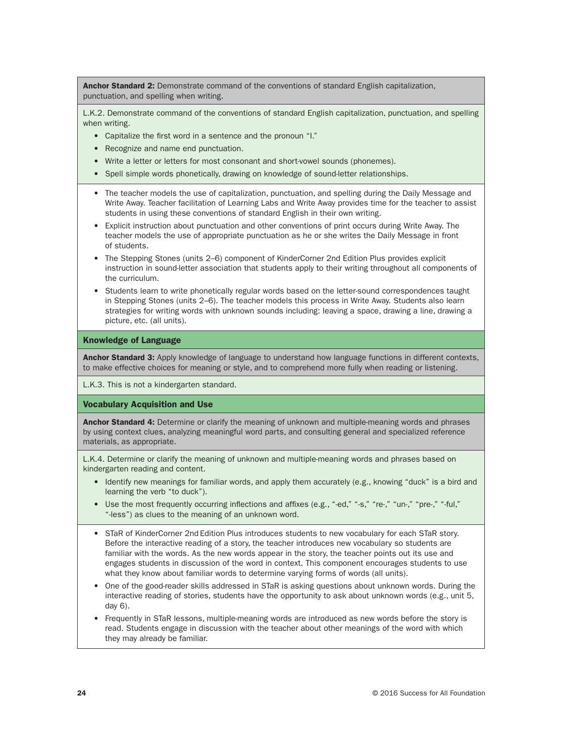**Anchor Standard 2:** Demonstrate command of the conventions of standard English capitalization, punctuation, and spelling when writing.

L.K.2. Demonstrate command of the conventions of standard English capitalization, punctuation, and spelling when writing.

- Capitalize the first word in a sentence and the pronoun "I."
- Recognize and name end punctuation.
- Write a letter or letters for most consonant and short-vowel sounds (phonemes).
- Spell simple words phonetically, drawing on knowledge of sound-letter relationships.

- The teacher models the use of capitalization, punctuation, and spelling during the Daily Message and Write Away. Teacher facilitation of Learning Labs and Write Away provides time for the teacher to assist students in using these conventions of standard English in their own writing.
- Explicit instruction about punctuation and other conventions of print occurs during Write Away. The teacher models the use of appropriate punctuation as he or she writes the Daily Message in front of students.
- The Stepping Stones (units 2–6) component of KinderCorner 2nd Edition Plus provides explicit instruction in sound-letter association that students apply to their writing throughout all components of the curriculum.
- Students learn to write phonetically regular words based on the letter-sound correspondences taught in Stepping Stones (units 2–6). The teacher models this process in Write Away. Students also learn strategies for writing words with unknown sounds including: leaving a space, drawing a line, drawing a picture, etc. (all units).

## Knowledge of Language

**Anchor Standard 3:** Apply knowledge of language to understand how language functions in different contexts, to make effective choices for meaning or style, and to comprehend more fully when reading or listening.

L.K.3. This is not a kindergarten standard.

## Vocabulary Acquisition and Use

**Anchor Standard 4:** Determine or clarify the meaning of unknown and multiple-meaning words and phrases by using context clues, analyzing meaningful word parts, and consulting general and specialized reference materials, as appropriate.

L.K.4. Determine or clarify the meaning of unknown and multiple-meaning words and phrases based on kindergarten reading and content.

- Identify new meanings for familiar words, and apply them accurately (e.g., knowing "duck" is a bird and learning the verb "to duck").
- Use the most frequently occurring inflections and affixes (e.g., "-ed," "-s," "re-," "un-," "pre-," "-ful," "-less") as clues to the meaning of an unknown word.

- STaR of KinderCorner 2nd Edition Plus introduces students to new vocabulary for each STaR story. Before the interactive reading of a story, the teacher introduces new vocabulary so students are familiar with the words. As the new words appear in the story, the teacher points out its use and engages students in discussion of the word in context. This component encourages students to use what they know about familiar words to determine varying forms of words (all units).
- One of the good-reader skills addressed in STaR is asking questions about unknown words. During the interactive reading of stories, students have the opportunity to ask about unknown words (e.g., unit 5, day 6).
- Frequently in STaR lessons, multiple-meaning words are introduced as new words before the story is read. Students engage in discussion with the teacher about other meanings of the word with which they may already be familiar.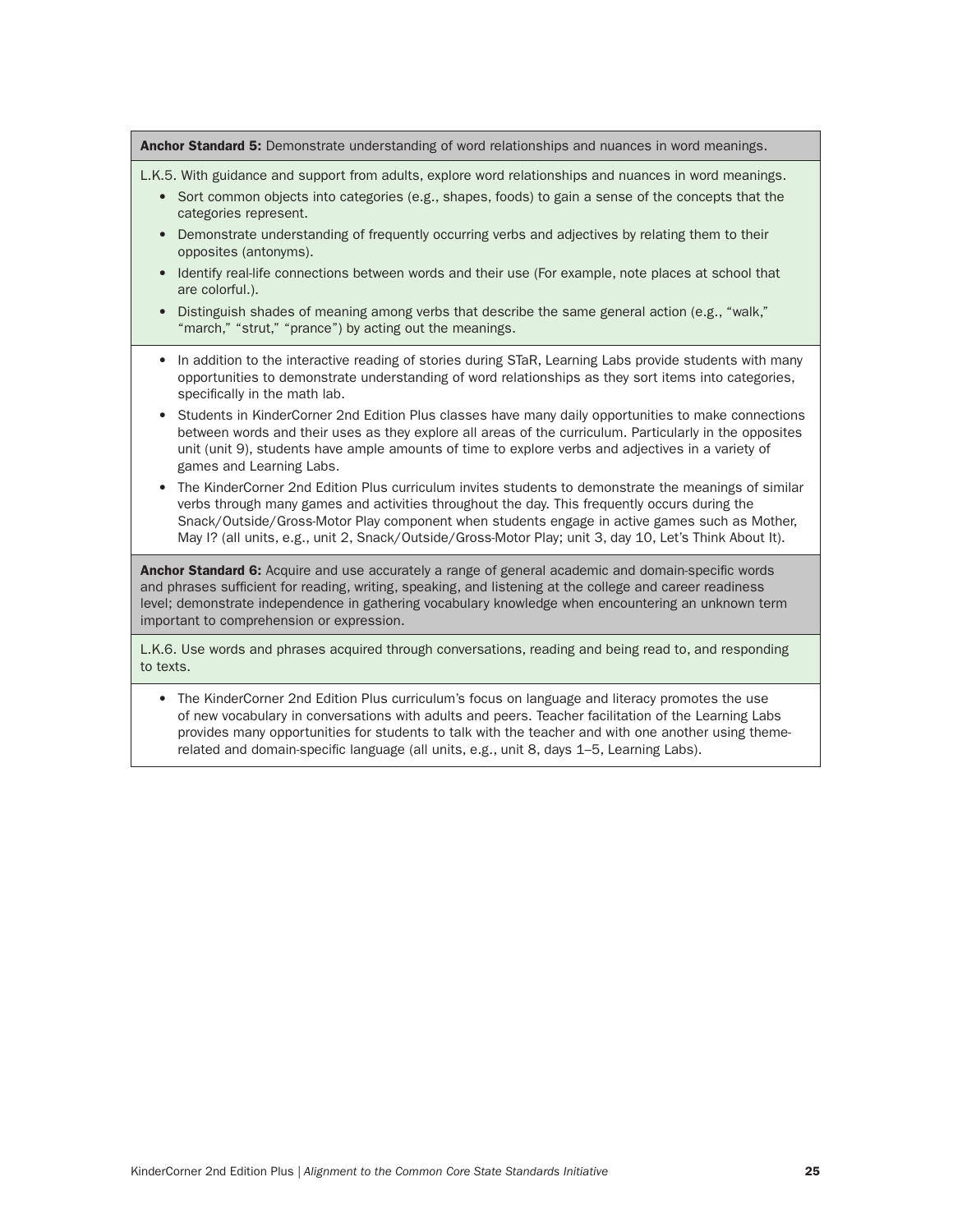**Anchor Standard 5:** Demonstrate understanding of word relationships and nuances in word meanings.

L.K.5. With guidance and support from adults, explore word relationships and nuances in word meanings.

- Sort common objects into categories (e.g., shapes, foods) to gain a sense of the concepts that the categories represent.
- Demonstrate understanding of frequently occurring verbs and adjectives by relating them to their opposites (antonyms).
- Identify real-life connections between words and their use (For example, note places at school that are colorful.).
- Distinguish shades of meaning among verbs that describe the same general action (e.g., "walk," "march," "strut," "prance") by acting out the meanings.

- In addition to the interactive reading of stories during STaR, Learning Labs provide students with many opportunities to demonstrate understanding of word relationships as they sort items into categories, specifically in the math lab.
- Students in KinderCorner 2nd Edition Plus classes have many daily opportunities to make connections between words and their uses as they explore all areas of the curriculum. Particularly in the opposites unit (unit 9), students have ample amounts of time to explore verbs and adjectives in a variety of games and Learning Labs.
- The KinderCorner 2nd Edition Plus curriculum invites students to demonstrate the meanings of similar verbs through many games and activities throughout the day. This frequently occurs during the Snack/Outside/Gross-Motor Play component when students engage in active games such as Mother, May I? (all units, e.g., unit 2, Snack/Outside/Gross-Motor Play; unit 3, day 10, Let's Think About It).

**Anchor Standard 6:** Acquire and use accurately a range of general academic and domain-specific words and phrases sufficient for reading, writing, speaking, and listening at the college and career readiness level; demonstrate independence in gathering vocabulary knowledge when encountering an unknown term important to comprehension or expression.

L.K.6. Use words and phrases acquired through conversations, reading and being read to, and responding to texts.

- The KinderCorner 2nd Edition Plus curriculum's focus on language and literacy promotes the use of new vocabulary in conversations with adults and peers. Teacher facilitation of the Learning Labs provides many opportunities for students to talk with the teacher and with one another using theme-related and domain-specific language (all units, e.g., unit 8, days 1–5, Learning Labs).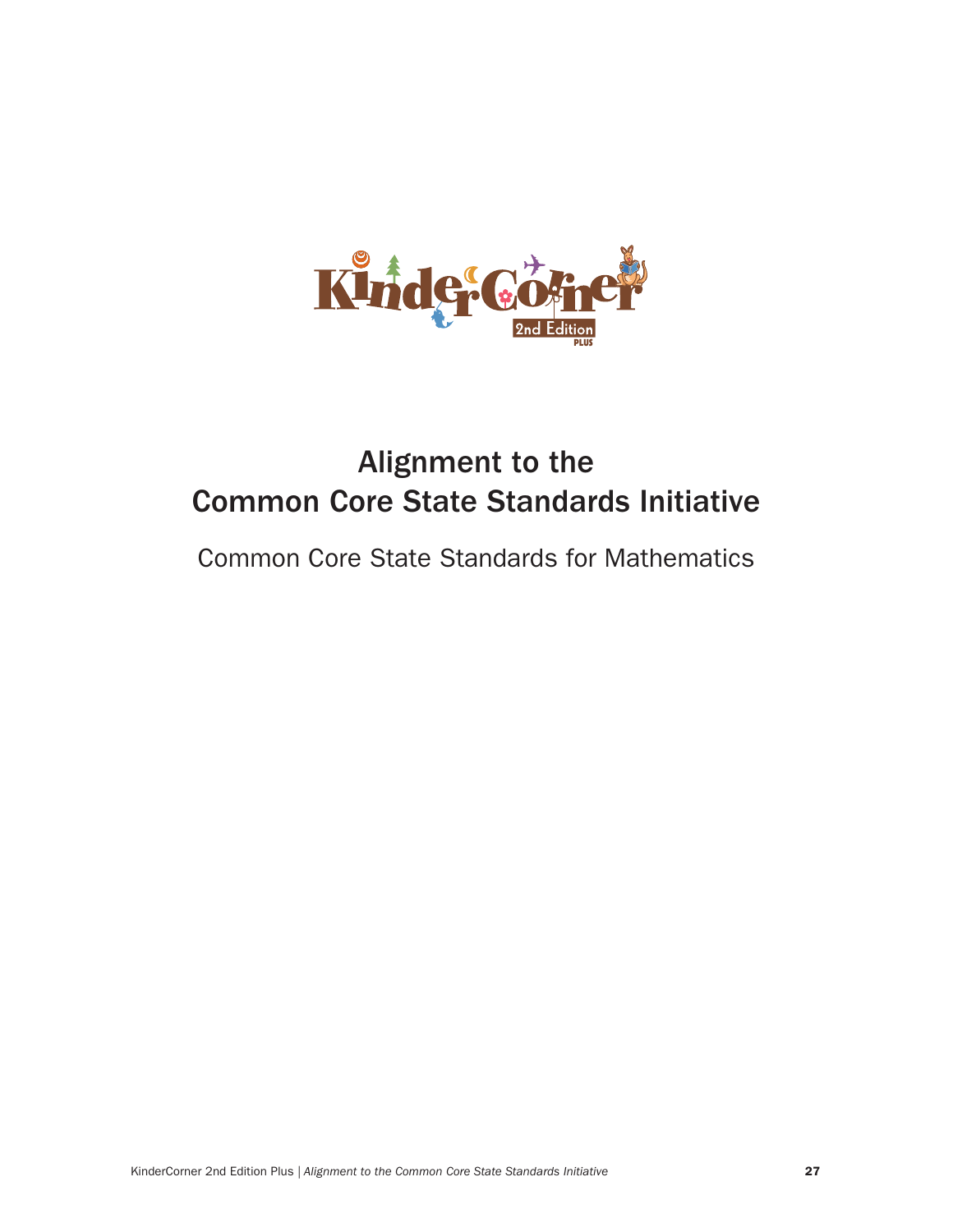# Alignment to the Common Core State Standards Initiative

## Common Core State Standards for Mathematics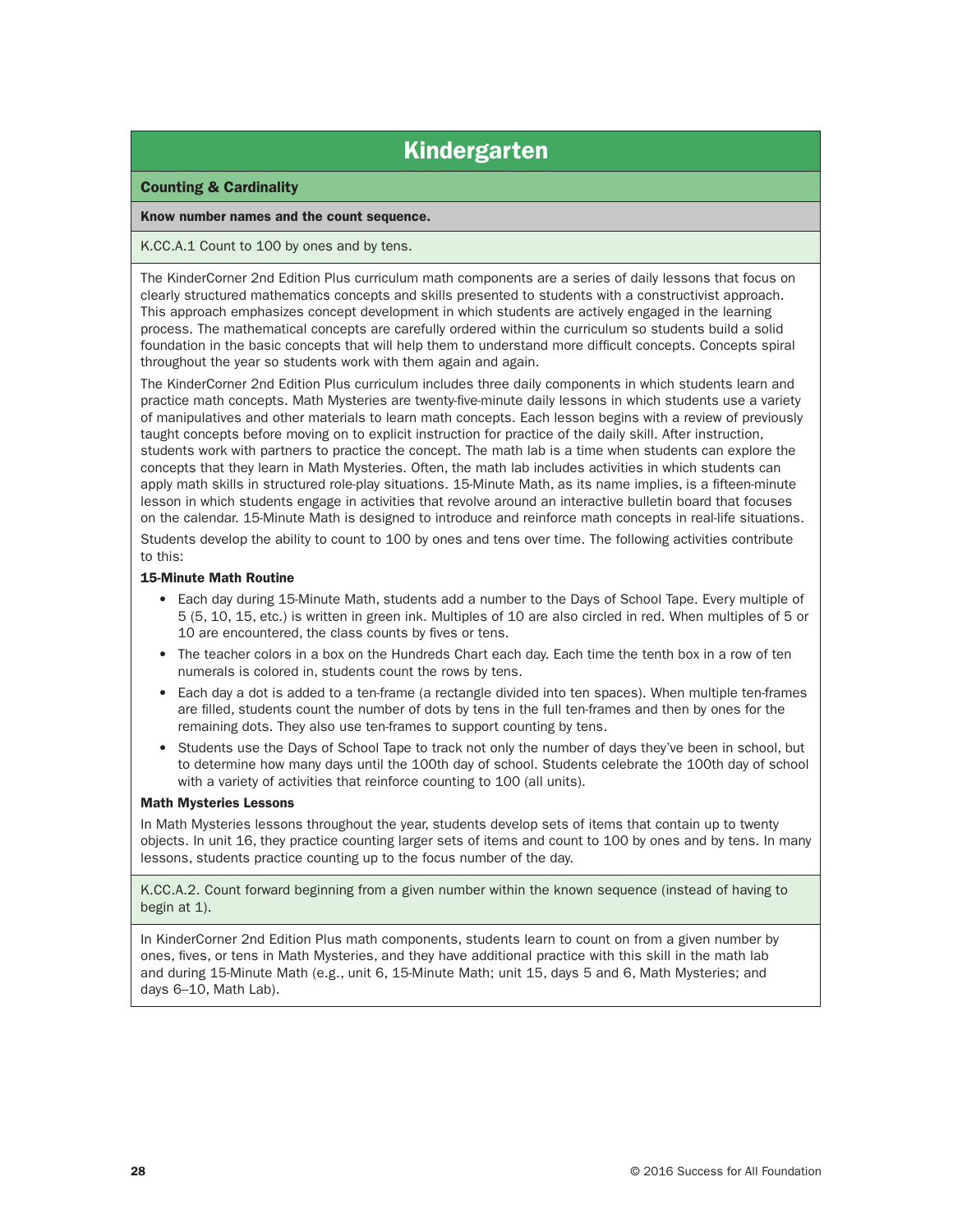# Kindergarten

## Counting & Cardinality

### Know number names and the count sequence.

K.CC.A.1 Count to 100 by ones and by tens.

The KinderCorner 2nd Edition Plus curriculum math components are a series of daily lessons that focus on clearly structured mathematics concepts and skills presented to students with a constructivist approach. This approach emphasizes concept development in which students are actively engaged in the learning process. The mathematical concepts are carefully ordered within the curriculum so students build a solid foundation in the basic concepts that will help them to understand more difficult concepts. Concepts spiral throughout the year so students work with them again and again.

The KinderCorner 2nd Edition Plus curriculum includes three daily components in which students learn and practice math concepts. Math Mysteries are twenty-five-minute daily lessons in which students use a variety of manipulatives and other materials to learn math concepts. Each lesson begins with a review of previously taught concepts before moving on to explicit instruction for practice of the daily skill. After instruction, students work with partners to practice the concept. The math lab is a time when students can explore the concepts that they learn in Math Mysteries. Often, the math lab includes activities in which students can apply math skills in structured role-play situations. 15-Minute Math, as its name implies, is a fifteen-minute lesson in which students engage in activities that revolve around an interactive bulletin board that focuses on the calendar. 15-Minute Math is designed to introduce and reinforce math concepts in real-life situations.

Students develop the ability to count to 100 by ones and tens over time. The following activities contribute to this:

**15-Minute Math Routine**

- Each day during 15-Minute Math, students add a number to the Days of School Tape. Every multiple of 5 (5, 10, 15, etc.) is written in green ink. Multiples of 10 are also circled in red. When multiples of 5 or 10 are encountered, the class counts by fives or tens.
- The teacher colors in a box on the Hundreds Chart each day. Each time the tenth box in a row of ten numerals is colored in, students count the rows by tens.
- Each day a dot is added to a ten-frame (a rectangle divided into ten spaces). When multiple ten-frames are filled, students count the number of dots by tens in the full ten-frames and then by ones for the remaining dots. They also use ten-frames to support counting by tens.
- Students use the Days of School Tape to track not only the number of days they've been in school, but to determine how many days until the 100th day of school. Students celebrate the 100th day of school with a variety of activities that reinforce counting to 100 (all units).

**Math Mysteries Lessons**

In Math Mysteries lessons throughout the year, students develop sets of items that contain up to twenty objects. In unit 16, they practice counting larger sets of items and count to 100 by ones and by tens. In many lessons, students practice counting up to the focus number of the day.

K.CC.A.2. Count forward beginning from a given number within the known sequence (instead of having to begin at 1).

In KinderCorner 2nd Edition Plus math components, students learn to count on from a given number by ones, fives, or tens in Math Mysteries, and they have additional practice with this skill in the math lab and during 15-Minute Math (e.g., unit 6, 15-Minute Math; unit 15, days 5 and 6, Math Mysteries; and days 6–10, Math Lab).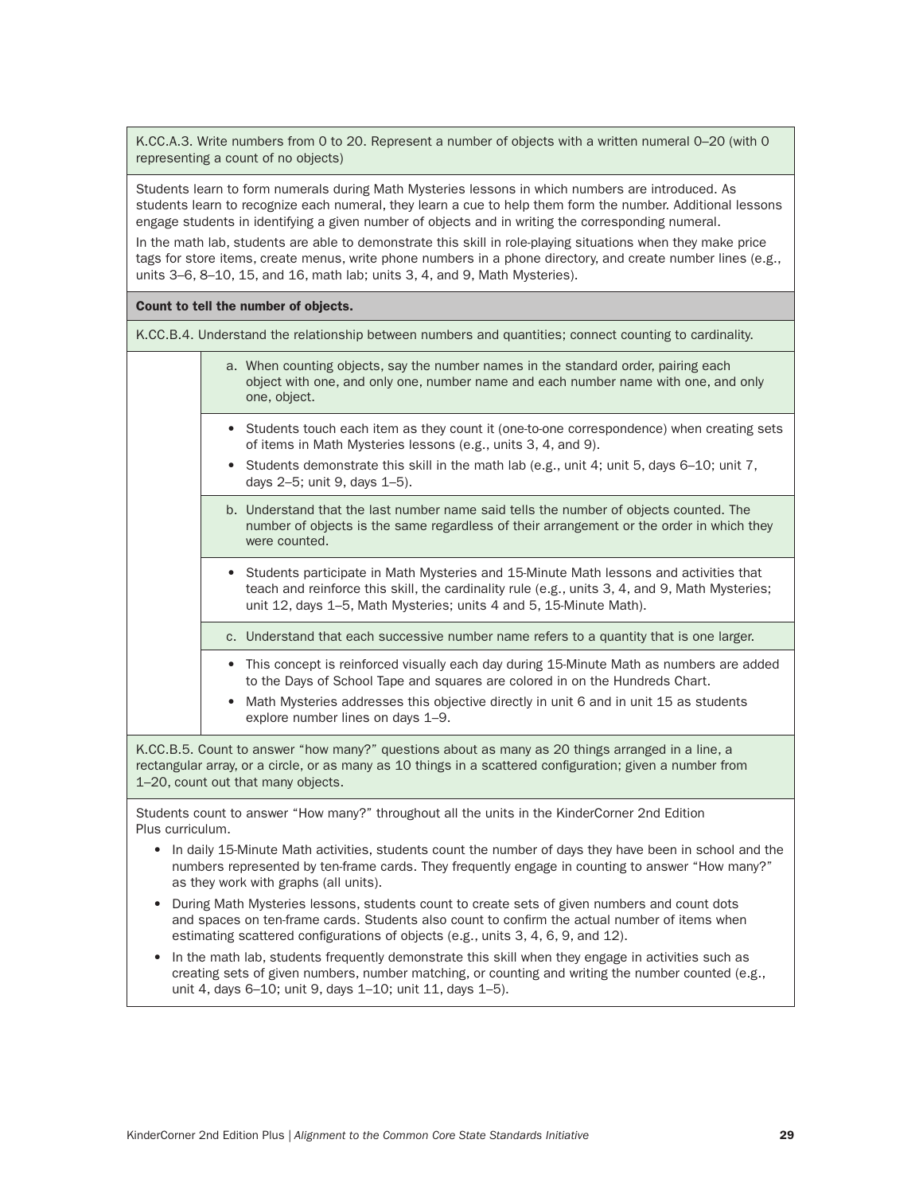K.CC.A.3. Write numbers from 0 to 20. Represent a number of objects with a written numeral 0–20 (with 0 representing a count of no objects)

Students learn to form numerals during Math Mysteries lessons in which numbers are introduced. As students learn to recognize each numeral, they learn a cue to help them form the number. Additional lessons engage students in identifying a given number of objects and in writing the corresponding numeral.

In the math lab, students are able to demonstrate this skill in role-playing situations when they make price tags for store items, create menus, write phone numbers in a phone directory, and create number lines (e.g., units 3–6, 8–10, 15, and 16, math lab; units 3, 4, and 9, Math Mysteries).

**Count to tell the number of objects.**

K.CC.B.4. Understand the relationship between numbers and quantities; connect counting to cardinality.

a. When counting objects, say the number names in the standard order, pairing each object with one, and only one, number name and each number name with one, and only one, object.

- Students touch each item as they count it (one-to-one correspondence) when creating sets of items in Math Mysteries lessons (e.g., units 3, 4, and 9).
- Students demonstrate this skill in the math lab (e.g., unit 4; unit 5, days 6–10; unit 7, days 2–5; unit 9, days 1–5).

b. Understand that the last number name said tells the number of objects counted. The number of objects is the same regardless of their arrangement or the order in which they were counted.

- Students participate in Math Mysteries and 15-Minute Math lessons and activities that teach and reinforce this skill, the cardinality rule (e.g., units 3, 4, and 9, Math Mysteries; unit 12, days 1–5, Math Mysteries; units 4 and 5, 15-Minute Math).

c. Understand that each successive number name refers to a quantity that is one larger.

- This concept is reinforced visually each day during 15-Minute Math as numbers are added to the Days of School Tape and squares are colored in on the Hundreds Chart.
- Math Mysteries addresses this objective directly in unit 6 and in unit 15 as students explore number lines on days 1–9.

K.CC.B.5. Count to answer "how many?" questions about as many as 20 things arranged in a line, a rectangular array, or a circle, or as many as 10 things in a scattered configuration; given a number from 1–20, count out that many objects.

Students count to answer "How many?" throughout all the units in the KinderCorner 2nd Edition Plus curriculum.

- In daily 15-Minute Math activities, students count the number of days they have been in school and the numbers represented by ten-frame cards. They frequently engage in counting to answer "How many?" as they work with graphs (all units).
- During Math Mysteries lessons, students count to create sets of given numbers and count dots and spaces on ten-frame cards. Students also count to confirm the actual number of items when estimating scattered configurations of objects (e.g., units 3, 4, 6, 9, and 12).
- In the math lab, students frequently demonstrate this skill when they engage in activities such as creating sets of given numbers, number matching, or counting and writing the number counted (e.g., unit 4, days 6–10; unit 9, days 1–10; unit 11, days 1–5).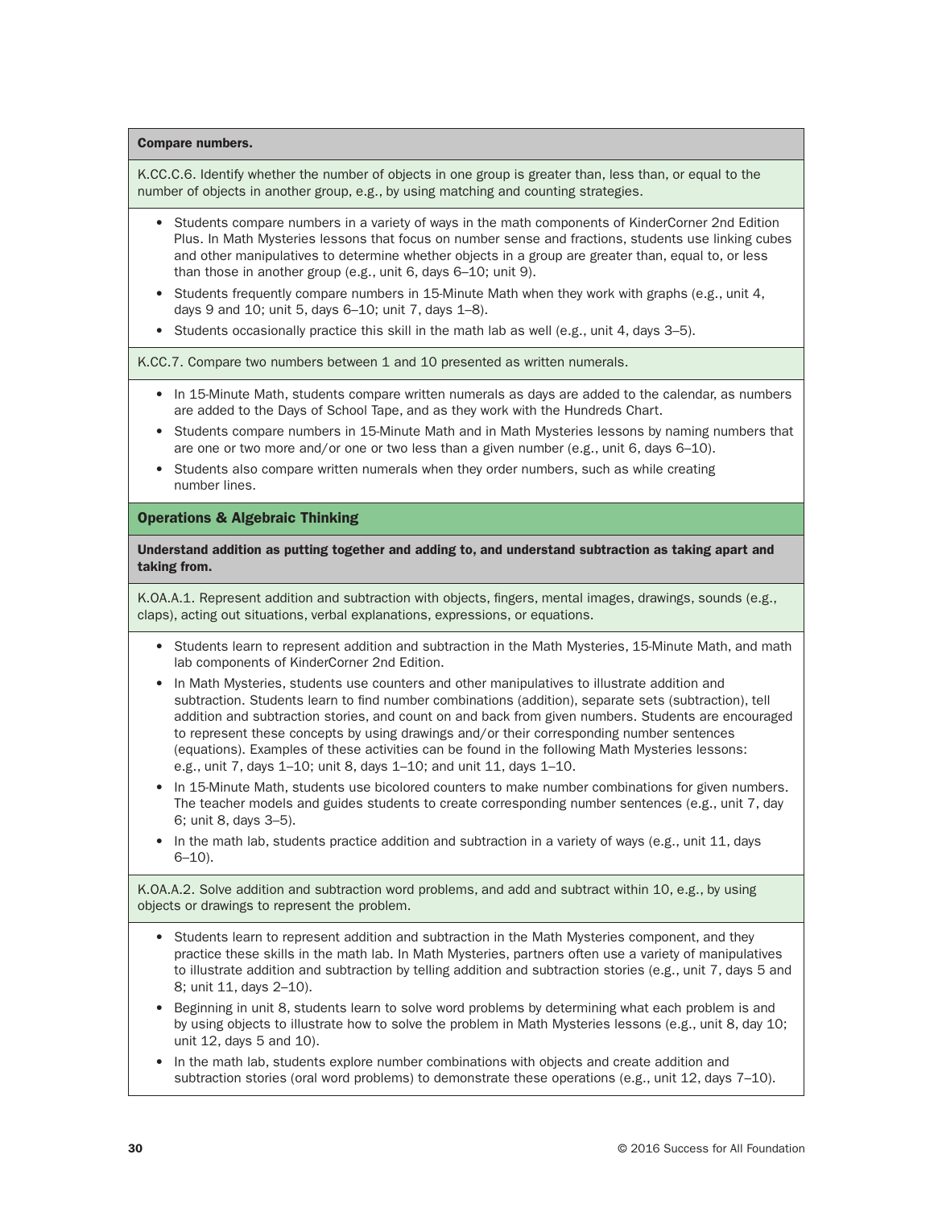**Compare numbers.**

K.CC.C.6. Identify whether the number of objects in one group is greater than, less than, or equal to the number of objects in another group, e.g., by using matching and counting strategies.

- Students compare numbers in a variety of ways in the math components of KinderCorner 2nd Edition Plus. In Math Mysteries lessons that focus on number sense and fractions, students use linking cubes and other manipulatives to determine whether objects in a group are greater than, equal to, or less than those in another group (e.g., unit 6, days 6–10; unit 9).
- Students frequently compare numbers in 15-Minute Math when they work with graphs (e.g., unit 4, days 9 and 10; unit 5, days 6–10; unit 7, days 1–8).
- Students occasionally practice this skill in the math lab as well (e.g., unit 4, days 3–5).

K.CC.7. Compare two numbers between 1 and 10 presented as written numerals.

- In 15-Minute Math, students compare written numerals as days are added to the calendar, as numbers are added to the Days of School Tape, and as they work with the Hundreds Chart.
- Students compare numbers in 15-Minute Math and in Math Mysteries lessons by naming numbers that are one or two more and/or one or two less than a given number (e.g., unit 6, days 6–10).
- Students also compare written numerals when they order numbers, such as while creating number lines.

## Operations & Algebraic Thinking

**Understand addition as putting together and adding to, and understand subtraction as taking apart and taking from.**

K.OA.A.1. Represent addition and subtraction with objects, fingers, mental images, drawings, sounds (e.g., claps), acting out situations, verbal explanations, expressions, or equations.

- Students learn to represent addition and subtraction in the Math Mysteries, 15-Minute Math, and math lab components of KinderCorner 2nd Edition.
- In Math Mysteries, students use counters and other manipulatives to illustrate addition and subtraction. Students learn to find number combinations (addition), separate sets (subtraction), tell addition and subtraction stories, and count on and back from given numbers. Students are encouraged to represent these concepts by using drawings and/or their corresponding number sentences (equations). Examples of these activities can be found in the following Math Mysteries lessons: e.g., unit 7, days 1–10; unit 8, days 1–10; and unit 11, days 1–10.
- In 15-Minute Math, students use bicolored counters to make number combinations for given numbers. The teacher models and guides students to create corresponding number sentences (e.g., unit 7, day 6; unit 8, days 3–5).
- In the math lab, students practice addition and subtraction in a variety of ways (e.g., unit 11, days 6–10).

K.OA.A.2. Solve addition and subtraction word problems, and add and subtract within 10, e.g., by using objects or drawings to represent the problem.

- Students learn to represent addition and subtraction in the Math Mysteries component, and they practice these skills in the math lab. In Math Mysteries, partners often use a variety of manipulatives to illustrate addition and subtraction by telling addition and subtraction stories (e.g., unit 7, days 5 and 8; unit 11, days 2–10).
- Beginning in unit 8, students learn to solve word problems by determining what each problem is and by using objects to illustrate how to solve the problem in Math Mysteries lessons (e.g., unit 8, day 10; unit 12, days 5 and 10).
- In the math lab, students explore number combinations with objects and create addition and subtraction stories (oral word problems) to demonstrate these operations (e.g., unit 12, days 7–10).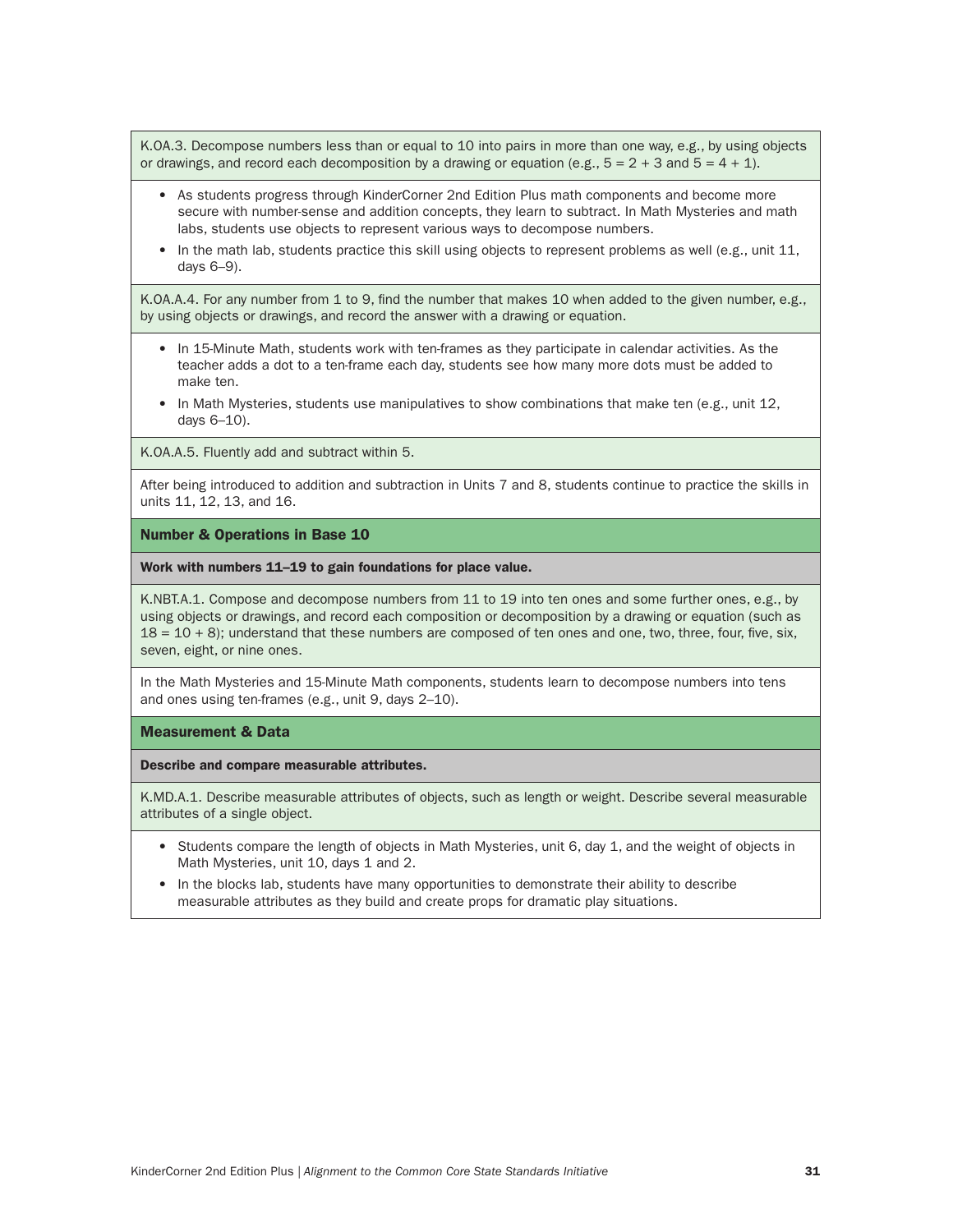K.OA.3. Decompose numbers less than or equal to 10 into pairs in more than one way, e.g., by using objects or drawings, and record each decomposition by a drawing or equation (e.g., 5 = 2 + 3 and 5 = 4 + 1).

- As students progress through KinderCorner 2nd Edition Plus math components and become more secure with number-sense and addition concepts, they learn to subtract. In Math Mysteries and math labs, students use objects to represent various ways to decompose numbers.
- In the math lab, students practice this skill using objects to represent problems as well (e.g., unit 11, days 6–9).

K.OA.A.4. For any number from 1 to 9, find the number that makes 10 when added to the given number, e.g., by using objects or drawings, and record the answer with a drawing or equation.

- In 15-Minute Math, students work with ten-frames as they participate in calendar activities. As the teacher adds a dot to a ten-frame each day, students see how many more dots must be added to make ten.
- In Math Mysteries, students use manipulatives to show combinations that make ten (e.g., unit 12, days 6–10).

K.OA.A.5. Fluently add and subtract within 5.

After being introduced to addition and subtraction in Units 7 and 8, students continue to practice the skills in units 11, 12, 13, and 16.

## Number & Operations in Base 10

**Work with numbers 11–19 to gain foundations for place value.**

K.NBT.A.1. Compose and decompose numbers from 11 to 19 into ten ones and some further ones, e.g., by using objects or drawings, and record each composition or decomposition by a drawing or equation (such as 18 = 10 + 8); understand that these numbers are composed of ten ones and one, two, three, four, five, six, seven, eight, or nine ones.

In the Math Mysteries and 15-Minute Math components, students learn to decompose numbers into tens and ones using ten-frames (e.g., unit 9, days 2–10).

## Measurement & Data

**Describe and compare measurable attributes.**

K.MD.A.1. Describe measurable attributes of objects, such as length or weight. Describe several measurable attributes of a single object.

- Students compare the length of objects in Math Mysteries, unit 6, day 1, and the weight of objects in Math Mysteries, unit 10, days 1 and 2.
- In the blocks lab, students have many opportunities to demonstrate their ability to describe measurable attributes as they build and create props for dramatic play situations.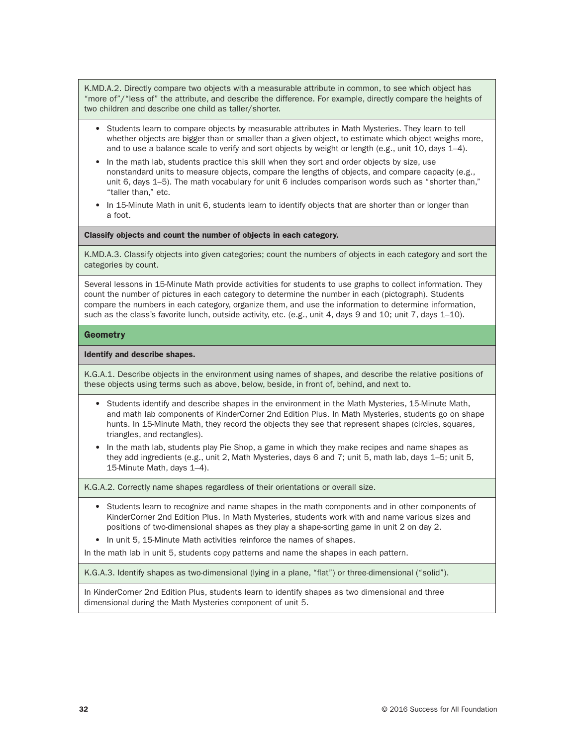K.MD.A.2. Directly compare two objects with a measurable attribute in common, to see which object has "more of"/"less of" the attribute, and describe the difference. For example, directly compare the heights of two children and describe one child as taller/shorter.

- Students learn to compare objects by measurable attributes in Math Mysteries. They learn to tell whether objects are bigger than or smaller than a given object, to estimate which object weighs more, and to use a balance scale to verify and sort objects by weight or length (e.g., unit 10, days 1–4).
- In the math lab, students practice this skill when they sort and order objects by size, use nonstandard units to measure objects, compare the lengths of objects, and compare capacity (e.g., unit 6, days 1–5). The math vocabulary for unit 6 includes comparison words such as "shorter than," "taller than," etc.
- In 15-Minute Math in unit 6, students learn to identify objects that are shorter than or longer than a foot.

**Classify objects and count the number of objects in each category.**

K.MD.A.3. Classify objects into given categories; count the numbers of objects in each category and sort the categories by count.

Several lessons in 15-Minute Math provide activities for students to use graphs to collect information. They count the number of pictures in each category to determine the number in each (pictograph). Students compare the numbers in each category, organize them, and use the information to determine information, such as the class's favorite lunch, outside activity, etc. (e.g., unit 4, days 9 and 10; unit 7, days 1–10).

## Geometry

**Identify and describe shapes.**

K.G.A.1. Describe objects in the environment using names of shapes, and describe the relative positions of these objects using terms such as above, below, beside, in front of, behind, and next to.

- Students identify and describe shapes in the environment in the Math Mysteries, 15-Minute Math, and math lab components of KinderCorner 2nd Edition Plus. In Math Mysteries, students go on shape hunts. In 15-Minute Math, they record the objects they see that represent shapes (circles, squares, triangles, and rectangles).
- In the math lab, students play Pie Shop, a game in which they make recipes and name shapes as they add ingredients (e.g., unit 2, Math Mysteries, days 6 and 7; unit 5, math lab, days 1–5; unit 5, 15-Minute Math, days 1–4).

K.G.A.2. Correctly name shapes regardless of their orientations or overall size.

- Students learn to recognize and name shapes in the math components and in other components of KinderCorner 2nd Edition Plus. In Math Mysteries, students work with and name various sizes and positions of two-dimensional shapes as they play a shape-sorting game in unit 2 on day 2.
- In unit 5, 15-Minute Math activities reinforce the names of shapes.

In the math lab in unit 5, students copy patterns and name the shapes in each pattern.

K.G.A.3. Identify shapes as two-dimensional (lying in a plane, "flat") or three-dimensional ("solid").

In KinderCorner 2nd Edition Plus, students learn to identify shapes as two dimensional and three dimensional during the Math Mysteries component of unit 5.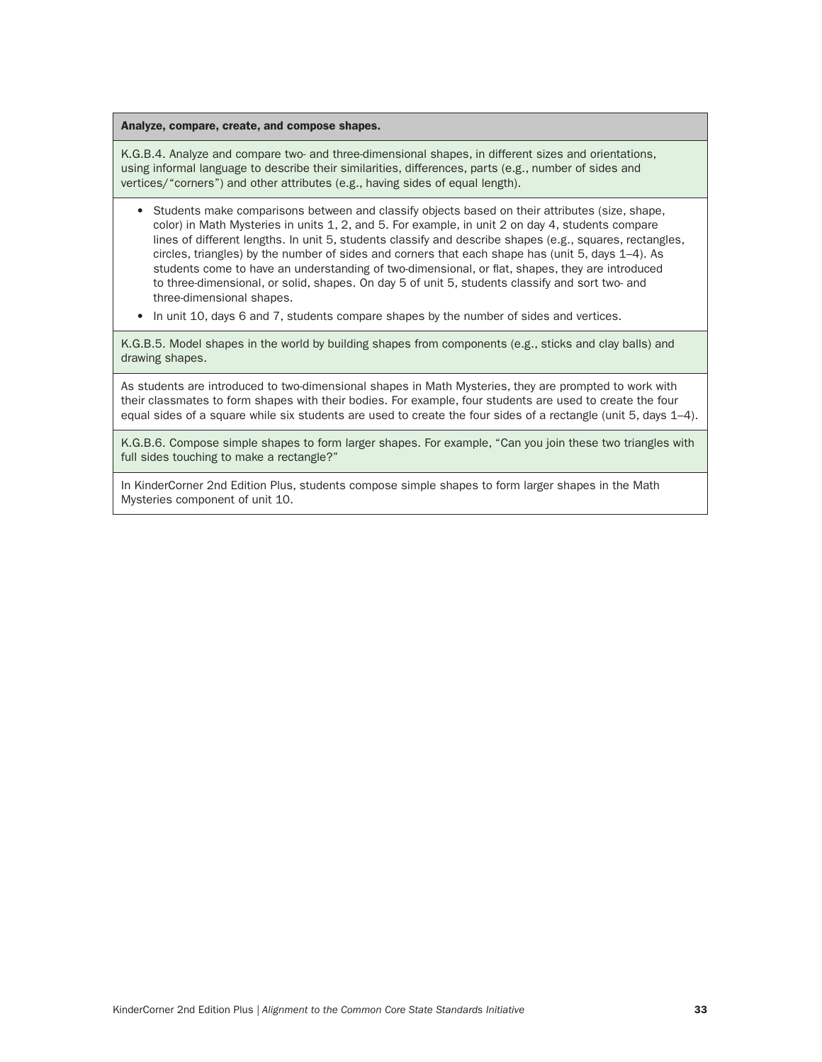**Analyze, compare, create, and compose shapes.**

K.G.B.4. Analyze and compare two- and three-dimensional shapes, in different sizes and orientations, using informal language to describe their similarities, differences, parts (e.g., number of sides and vertices/"corners") and other attributes (e.g., having sides of equal length).

- Students make comparisons between and classify objects based on their attributes (size, shape, color) in Math Mysteries in units 1, 2, and 5. For example, in unit 2 on day 4, students compare lines of different lengths. In unit 5, students classify and describe shapes (e.g., squares, rectangles, circles, triangles) by the number of sides and corners that each shape has (unit 5, days 1–4). As students come to have an understanding of two-dimensional, or flat, shapes, they are introduced to three-dimensional, or solid, shapes. On day 5 of unit 5, students classify and sort two- and three-dimensional shapes.
- In unit 10, days 6 and 7, students compare shapes by the number of sides and vertices.

K.G.B.5. Model shapes in the world by building shapes from components (e.g., sticks and clay balls) and drawing shapes.

As students are introduced to two-dimensional shapes in Math Mysteries, they are prompted to work with their classmates to form shapes with their bodies. For example, four students are used to create the four equal sides of a square while six students are used to create the four sides of a rectangle (unit 5, days 1–4).

K.G.B.6. Compose simple shapes to form larger shapes. For example, "Can you join these two triangles with full sides touching to make a rectangle?"

In KinderCorner 2nd Edition Plus, students compose simple shapes to form larger shapes in the Math Mysteries component of unit 10.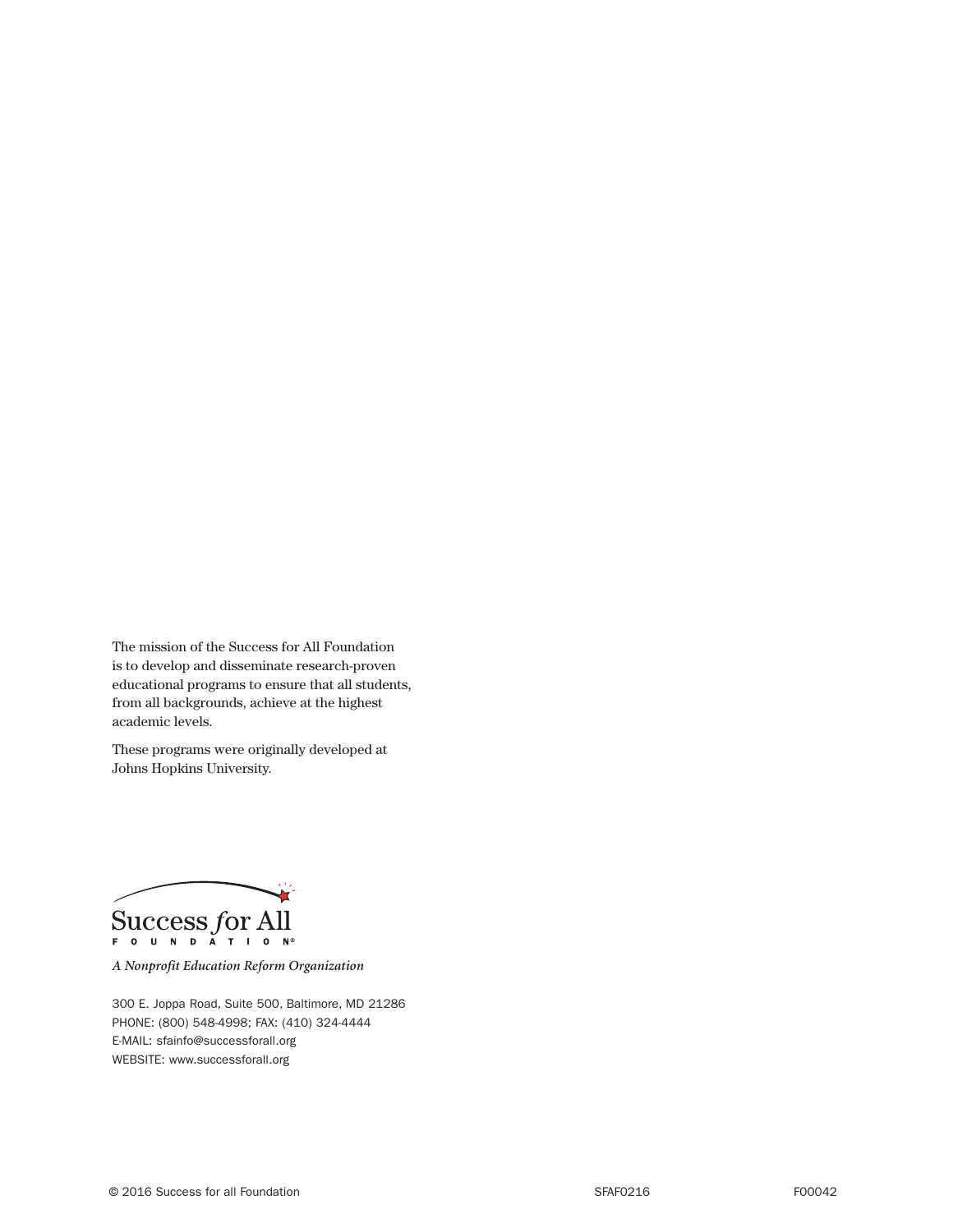The mission of the Success for All Foundation is to develop and disseminate research-proven educational programs to ensure that all students, from all backgrounds, achieve at the highest academic levels.

These programs were originally developed at Johns Hopkins University.

Success *for* All
FOUNDATION®

*A Nonprofit Education Reform Organization*

300 E. Joppa Road, Suite 500, Baltimore, MD 21286
PHONE: (800) 548-4998; FAX: (410) 324-4444
E-MAIL: sfainfo@successforall.org
WEBSITE: www.successforall.org

© 2016 Success for all Foundation SFAF0216 F00042